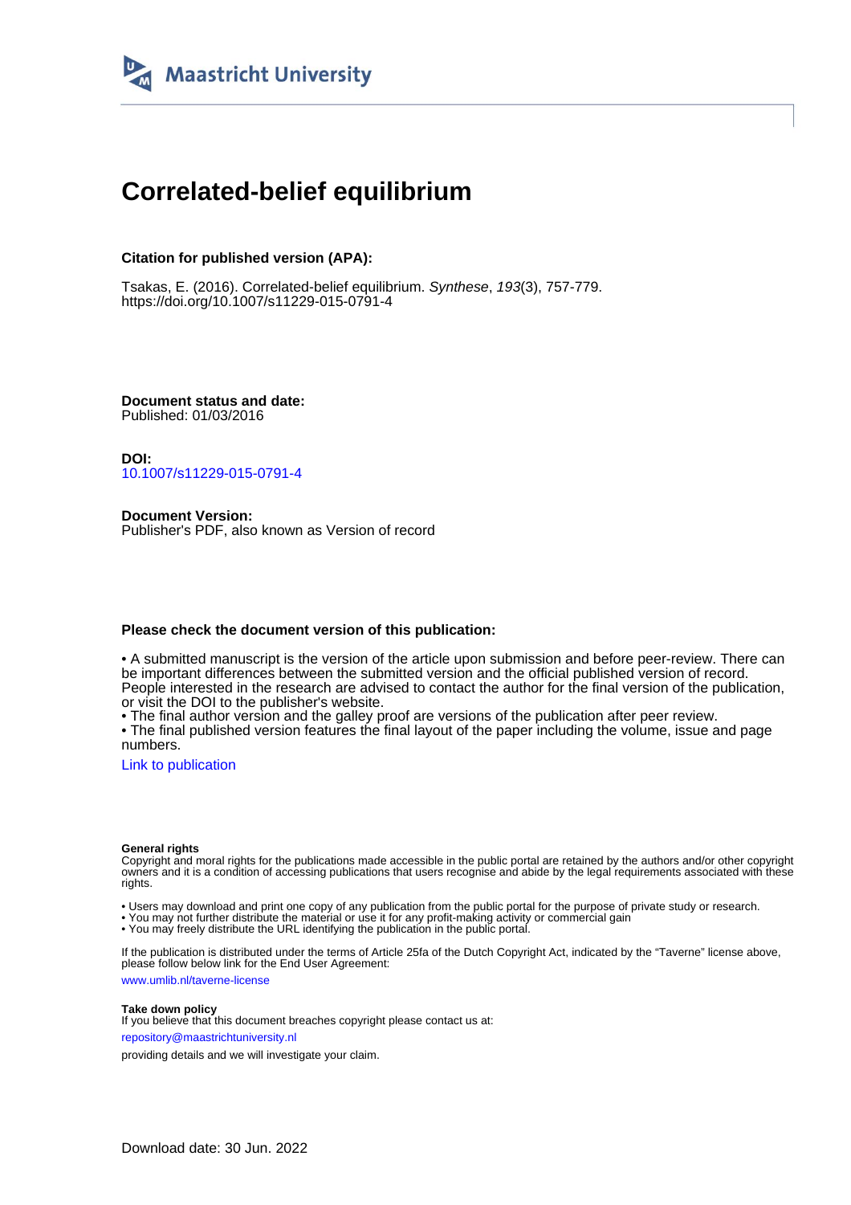Maastricht University

# Correlated-belief equilibrium

**Citation for published version (APA):**

Tsakas, E. (2016). Correlated-belief equilibrium. *Synthese*, *193*(3), 757-779. https://doi.org/10.1007/s11229-015-0791-4

**Document status and date:**
Published: 01/03/2016

**DOI:**
10.1007/s11229-015-0791-4

**Document Version:**
Publisher's PDF, also known as Version of record

**Please check the document version of this publication:**

- A submitted manuscript is the version of the article upon submission and before peer-review. There can be important differences between the submitted version and the official published version of record. People interested in the research are advised to contact the author for the final version of the publication, or visit the DOI to the publisher's website.
- The final author version and the galley proof are versions of the publication after peer review.
- The final published version features the final layout of the paper including the volume, issue and page numbers.

Link to publication

**General rights**
Copyright and moral rights for the publications made accessible in the public portal are retained by the authors and/or other copyright owners and it is a condition of accessing publications that users recognise and abide by the legal requirements associated with these rights.

- Users may download and print one copy of any publication from the public portal for the purpose of private study or research.
- You may not further distribute the material or use it for any profit-making activity or commercial gain
- You may freely distribute the URL identifying the publication in the public portal.

If the publication is distributed under the terms of Article 25fa of the Dutch Copyright Act, indicated by the "Taverne" license above, please follow below link for the End User Agreement:

www.umlib.nl/taverne-license

**Take down policy**
If you believe that this document breaches copyright please contact us at:

repository@maastrichtuniversity.nl

providing details and we will investigate your claim.

Download date: 30 Jun. 2022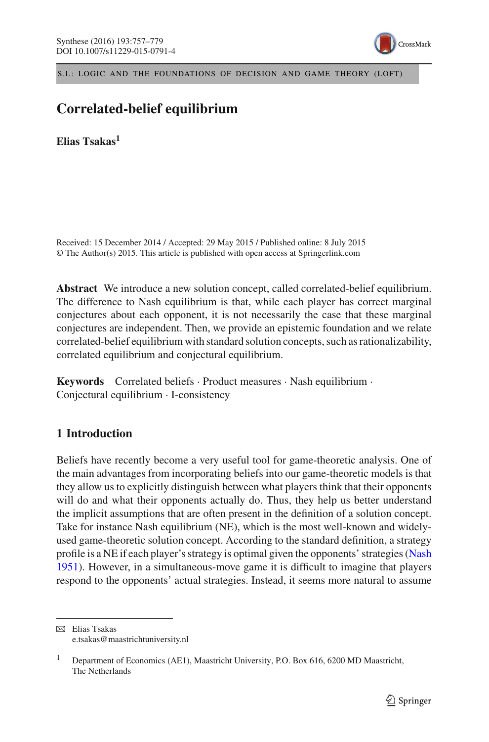# Correlated-belief equilibrium

**Elias Tsakas**[1]

Received: 15 December 2014 / Accepted: 29 May 2015 / Published online: 8 July 2015
© The Author(s) 2015. This article is published with open access at Springerlink.com

**Abstract** We introduce a new solution concept, called correlated-belief equilibrium. The difference to Nash equilibrium is that, while each player has correct marginal conjectures about each opponent, it is not necessarily the case that these marginal conjectures are independent. Then, we provide an epistemic foundation and we relate correlated-belief equilibrium with standard solution concepts, such as rationalizability, correlated equilibrium and conjectural equilibrium.

**Keywords** Correlated beliefs · Product measures · Nash equilibrium · Conjectural equilibrium · I-consistency

## 1 Introduction

Beliefs have recently become a very useful tool for game-theoretic analysis. One of the main advantages from incorporating beliefs into our game-theoretic models is that they allow us to explicitly distinguish between what players think that their opponents will do and what their opponents actually do. Thus, they help us better understand the implicit assumptions that are often present in the definition of a solution concept. Take for instance Nash equilibrium (NE), which is the most well-known and widely-used game-theoretic solution concept. According to the standard definition, a strategy profile is a NE if each player's strategy is optimal given the opponents' strategies (Nash 1951). However, in a simultaneous-move game it is difficult to imagine that players respond to the opponents' actual strategies. Instead, it seems more natural to assume

---

✉ Elias Tsakas
e.tsakas@maastrichtuniversity.nl

[1] Department of Economics (AE1), Maastricht University, P.O. Box 616, 6200 MD Maastricht, The Netherlands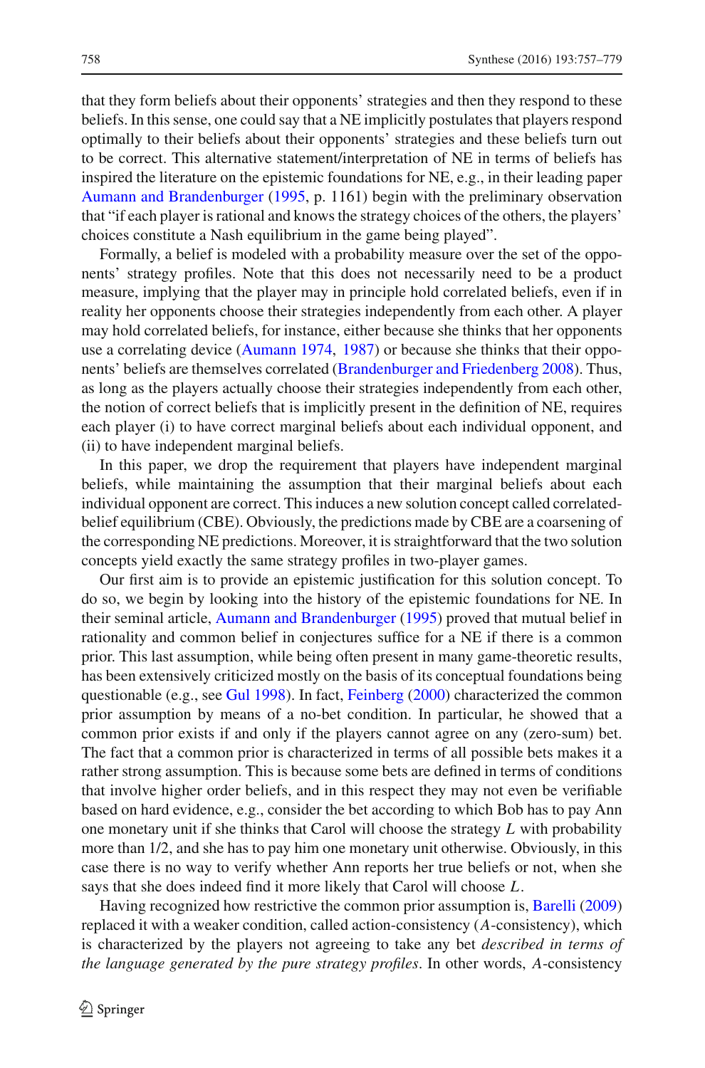that they form beliefs about their opponents' strategies and then they respond to these beliefs. In this sense, one could say that a NE implicitly postulates that players respond optimally to their beliefs about their opponents' strategies and these beliefs turn out to be correct. This alternative statement/interpretation of NE in terms of beliefs has inspired the literature on the epistemic foundations for NE, e.g., in their leading paper Aumann and Brandenburger (1995, p. 1161) begin with the preliminary observation that "if each player is rational and knows the strategy choices of the others, the players' choices constitute a Nash equilibrium in the game being played".

Formally, a belief is modeled with a probability measure over the set of the opponents' strategy profiles. Note that this does not necessarily need to be a product measure, implying that the player may in principle hold correlated beliefs, even if in reality her opponents choose their strategies independently from each other. A player may hold correlated beliefs, for instance, either because she thinks that her opponents use a correlating device (Aumann 1974, 1987) or because she thinks that their opponents' beliefs are themselves correlated (Brandenburger and Friedenberg 2008). Thus, as long as the players actually choose their strategies independently from each other, the notion of correct beliefs that is implicitly present in the definition of NE, requires each player (i) to have correct marginal beliefs about each individual opponent, and (ii) to have independent marginal beliefs.

In this paper, we drop the requirement that players have independent marginal beliefs, while maintaining the assumption that their marginal beliefs about each individual opponent are correct. This induces a new solution concept called correlated-belief equilibrium (CBE). Obviously, the predictions made by CBE are a coarsening of the corresponding NE predictions. Moreover, it is straightforward that the two solution concepts yield exactly the same strategy profiles in two-player games.

Our first aim is to provide an epistemic justification for this solution concept. To do so, we begin by looking into the history of the epistemic foundations for NE. In their seminal article, Aumann and Brandenburger (1995) proved that mutual belief in rationality and common belief in conjectures suffice for a NE if there is a common prior. This last assumption, while being often present in many game-theoretic results, has been extensively criticized mostly on the basis of its conceptual foundations being questionable (e.g., see Gul 1998). In fact, Feinberg (2000) characterized the common prior assumption by means of a no-bet condition. In particular, he showed that a common prior exists if and only if the players cannot agree on any (zero-sum) bet. The fact that a common prior is characterized in terms of all possible bets makes it a rather strong assumption. This is because some bets are defined in terms of conditions that involve higher order beliefs, and in this respect they may not even be verifiable based on hard evidence, e.g., consider the bet according to which Bob has to pay Ann one monetary unit if she thinks that Carol will choose the strategy $L$ with probability more than 1/2, and she has to pay him one monetary unit otherwise. Obviously, in this case there is no way to verify whether Ann reports her true beliefs or not, when she says that she does indeed find it more likely that Carol will choose $L$.

Having recognized how restrictive the common prior assumption is, Barelli (2009) replaced it with a weaker condition, called action-consistency ($A$-consistency), which is characterized by the players not agreeing to take any bet *described in terms of the language generated by the pure strategy profiles*. In other words, $A$-consistency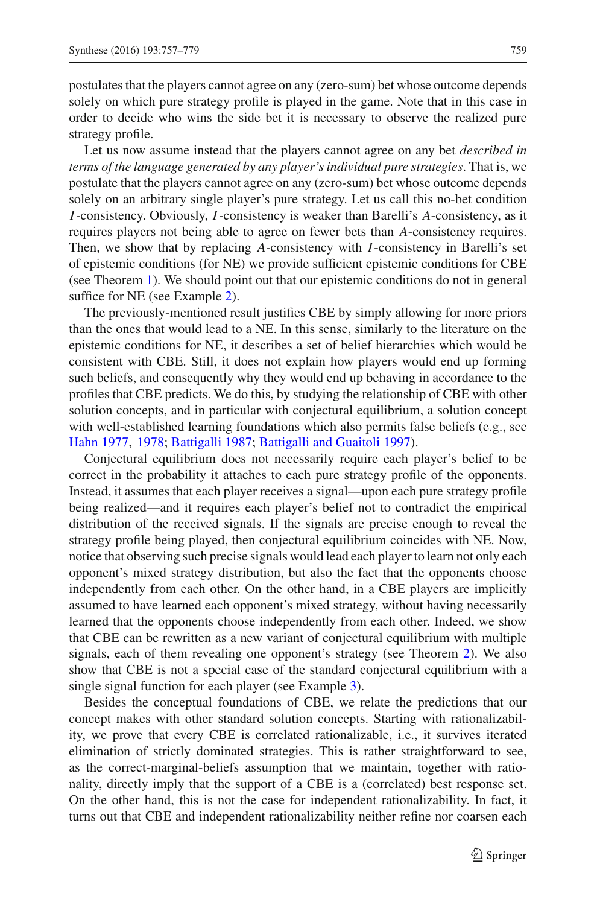postulates that the players cannot agree on any (zero-sum) bet whose outcome depends solely on which pure strategy profile is played in the game. Note that in this case in order to decide who wins the side bet it is necessary to observe the realized pure strategy profile.

Let us now assume instead that the players cannot agree on any bet *described in terms of the language generated by any player's individual pure strategies*. That is, we postulate that the players cannot agree on any (zero-sum) bet whose outcome depends solely on an arbitrary single player's pure strategy. Let us call this no-bet condition $I$-consistency. Obviously, $I$-consistency is weaker than Barelli's $A$-consistency, as it requires players not being able to agree on fewer bets than $A$-consistency requires. Then, we show that by replacing $A$-consistency with $I$-consistency in Barelli's set of epistemic conditions (for NE) we provide sufficient epistemic conditions for CBE (see Theorem 1). We should point out that our epistemic conditions do not in general suffice for NE (see Example 2).

The previously-mentioned result justifies CBE by simply allowing for more priors than the ones that would lead to a NE. In this sense, similarly to the literature on the epistemic conditions for NE, it describes a set of belief hierarchies which would be consistent with CBE. Still, it does not explain how players would end up forming such beliefs, and consequently why they would end up behaving in accordance to the profiles that CBE predicts. We do this, by studying the relationship of CBE with other solution concepts, and in particular with conjectural equilibrium, a solution concept with well-established learning foundations which also permits false beliefs (e.g., see Hahn 1977, 1978; Battigalli 1987; Battigalli and Guaitoli 1997).

Conjectural equilibrium does not necessarily require each player's belief to be correct in the probability it attaches to each pure strategy profile of the opponents. Instead, it assumes that each player receives a signal—upon each pure strategy profile being realized—and it requires each player's belief not to contradict the empirical distribution of the received signals. If the signals are precise enough to reveal the strategy profile being played, then conjectural equilibrium coincides with NE. Now, notice that observing such precise signals would lead each player to learn not only each opponent's mixed strategy distribution, but also the fact that the opponents choose independently from each other. On the other hand, in a CBE players are implicitly assumed to have learned each opponent's mixed strategy, without having necessarily learned that the opponents choose independently from each other. Indeed, we show that CBE can be rewritten as a new variant of conjectural equilibrium with multiple signals, each of them revealing one opponent's strategy (see Theorem 2). We also show that CBE is not a special case of the standard conjectural equilibrium with a single signal function for each player (see Example 3).

Besides the conceptual foundations of CBE, we relate the predictions that our concept makes with other standard solution concepts. Starting with rationalizability, we prove that every CBE is correlated rationalizable, i.e., it survives iterated elimination of strictly dominated strategies. This is rather straightforward to see, as the correct-marginal-beliefs assumption that we maintain, together with rationality, directly imply that the support of a CBE is a (correlated) best response set. On the other hand, this is not the case for independent rationalizability. In fact, it turns out that CBE and independent rationalizability neither refine nor coarsen each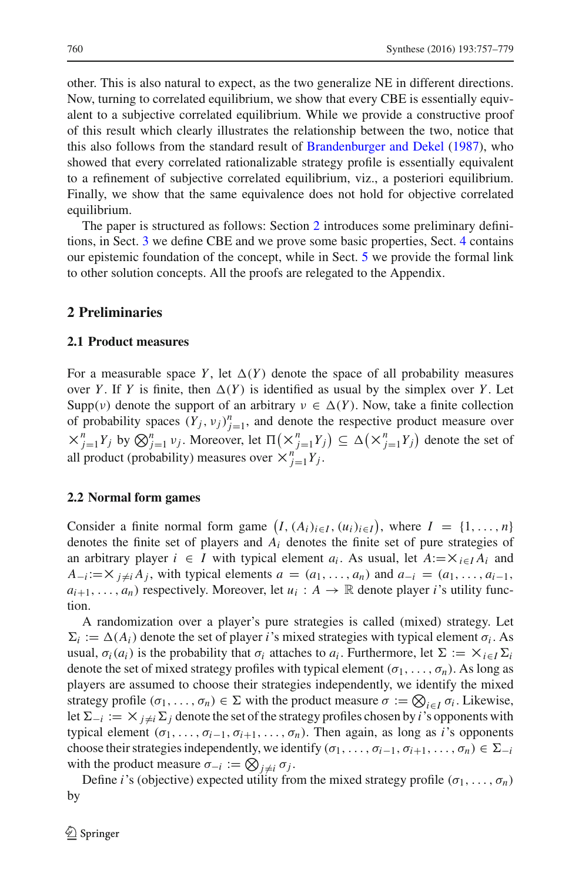other. This is also natural to expect, as the two generalize NE in different directions. Now, turning to correlated equilibrium, we show that every CBE is essentially equivalent to a subjective correlated equilibrium. While we provide a constructive proof of this result which clearly illustrates the relationship between the two, notice that this also follows from the standard result of Brandenburger and Dekel (1987), who showed that every correlated rationalizable strategy profile is essentially equivalent to a refinement of subjective correlated equilibrium, viz., a posteriori equilibrium. Finally, we show that the same equivalence does not hold for objective correlated equilibrium.

The paper is structured as follows: Section 2 introduces some preliminary definitions, in Sect. 3 we define CBE and we prove some basic properties, Sect. 4 contains our epistemic foundation of the concept, while in Sect. 5 we provide the formal link to other solution concepts. All the proofs are relegated to the Appendix.

## 2 Preliminaries

### 2.1 Product measures

For a measurable space $Y$, let $\Delta(Y)$ denote the space of all probability measures over $Y$. If $Y$ is finite, then $\Delta(Y)$ is identified as usual by the simplex over $Y$. Let $\text{Supp}(\nu)$ denote the support of an arbitrary $\nu \in \Delta(Y)$. Now, take a finite collection of probability spaces $(Y_j, \nu_j)_{j=1}^n$, and denote the respective product measure over $\times_{j=1}^n Y_j$ by $\bigotimes_{j=1}^n \nu_j$. Moreover, let $\Pi\big(\times_{j=1}^n Y_j\big) \subseteq \Delta\big(\times_{j=1}^n Y_j\big)$ denote the set of all product (probability) measures over $\times_{j=1}^n Y_j$.

### 2.2 Normal form games

Consider a finite normal form game $\big(I, (A_i)_{i\in I}, (u_i)_{i\in I}\big)$, where $I = \{1, \dots, n\}$ denotes the finite set of players and $A_i$ denotes the finite set of pure strategies of an arbitrary player $i \in I$ with typical element $a_i$. As usual, let $A := \times_{i\in I} A_i$ and $A_{-i} := \times_{j\neq i} A_j$, with typical elements $a = (a_1, \dots, a_n)$ and $a_{-i} = (a_1, \dots, a_{i-1}, a_{i+1}, \dots, a_n)$ respectively. Moreover, let $u_i : A \to \mathbb{R}$ denote player $i$'s utility function.

A randomization over a player's pure strategies is called (mixed) strategy. Let $\Sigma_i := \Delta(A_i)$ denote the set of player $i$'s mixed strategies with typical element $\sigma_i$. As usual, $\sigma_i(a_i)$ is the probability that $\sigma_i$ attaches to $a_i$. Furthermore, let $\Sigma := \times_{i\in I} \Sigma_i$ denote the set of mixed strategy profiles with typical element $(\sigma_1, \dots, \sigma_n)$. As long as players are assumed to choose their strategies independently, we identify the mixed strategy profile $(\sigma_1, \dots, \sigma_n) \in \Sigma$ with the product measure $\sigma := \bigotimes_{i\in I} \sigma_i$. Likewise, let $\Sigma_{-i} := \times_{j\neq i} \Sigma_j$ denote the set of the strategy profiles chosen by $i$'s opponents with typical element $(\sigma_1, \dots, \sigma_{i-1}, \sigma_{i+1}, \dots, \sigma_n)$. Then again, as long as $i$'s opponents choose their strategies independently, we identify $(\sigma_1, \dots, \sigma_{i-1}, \sigma_{i+1}, \dots, \sigma_n) \in \Sigma_{-i}$ with the product measure $\sigma_{-i} := \bigotimes_{j\neq i} \sigma_j$.

Define $i$'s (objective) expected utility from the mixed strategy profile $(\sigma_1, \dots, \sigma_n)$ by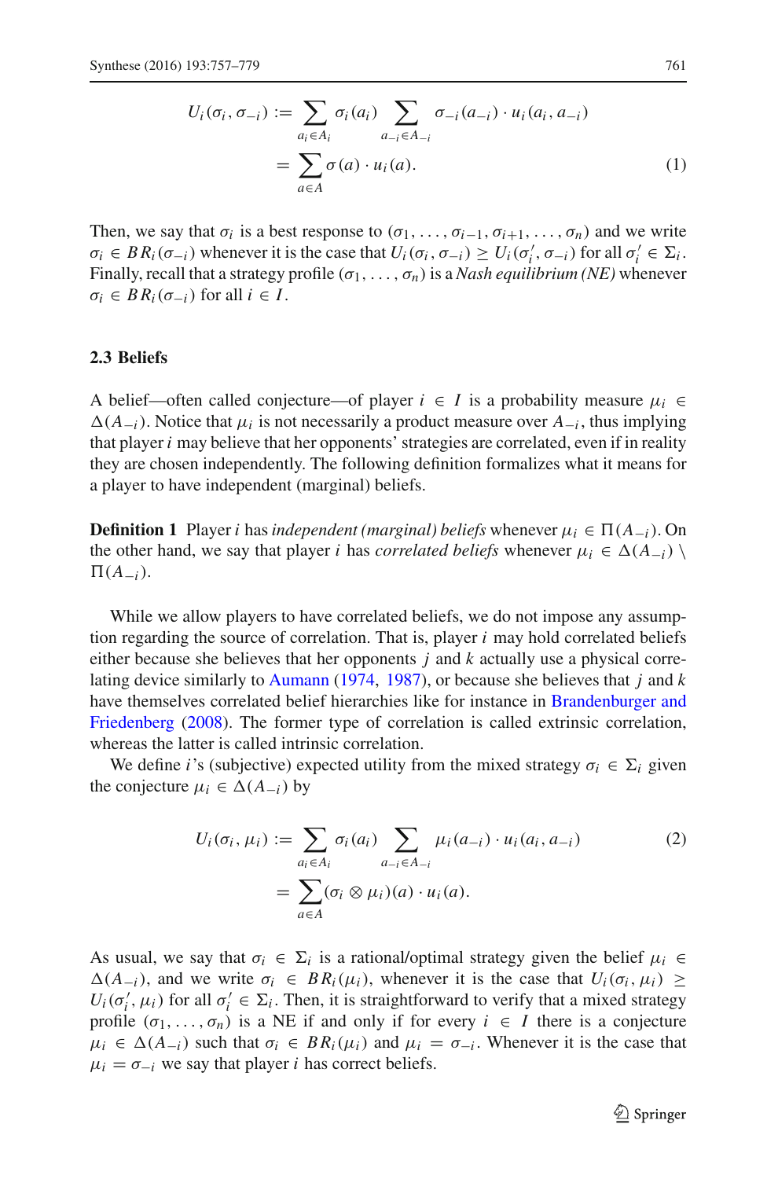$$U_i(\sigma_i, \sigma_{-i}) := \sum_{a_i \in A_i} \sigma_i(a_i) \sum_{a_{-i} \in A_{-i}} \sigma_{-i}(a_{-i}) \cdot u_i(a_i, a_{-i})$$

$$= \sum_{a \in A} \sigma(a) \cdot u_i(a). \tag{1}$$

Then, we say that $\sigma_i$ is a best response to $(\sigma_1, \ldots, \sigma_{i-1}, \sigma_{i+1}, \ldots, \sigma_n)$ and we write $\sigma_i \in BR_i(\sigma_{-i})$ whenever it is the case that $U_i(\sigma_i, \sigma_{-i}) \geq U_i(\sigma_i', \sigma_{-i})$ for all $\sigma_i' \in \Sigma_i$. Finally, recall that a strategy profile $(\sigma_1, \ldots, \sigma_n)$ is a *Nash equilibrium (NE)* whenever $\sigma_i \in BR_i(\sigma_{-i})$ for all $i \in I$.

### 2.3 Beliefs

A belief—often called conjecture—of player $i \in I$ is a probability measure $\mu_i \in \Delta(A_{-i})$. Notice that $\mu_i$ is not necessarily a product measure over $A_{-i}$, thus implying that player $i$ may believe that her opponents' strategies are correlated, even if in reality they are chosen independently. The following definition formalizes what it means for a player to have independent (marginal) beliefs.

**Definition 1** Player $i$ has *independent (marginal) beliefs* whenever $\mu_i \in \Pi(A_{-i})$. On the other hand, we say that player $i$ has *correlated beliefs* whenever $\mu_i \in \Delta(A_{-i}) \setminus \Pi(A_{-i})$.

While we allow players to have correlated beliefs, we do not impose any assumption regarding the source of correlation. That is, player $i$ may hold correlated beliefs either because she believes that her opponents $j$ and $k$ actually use a physical correlating device similarly to Aumann (1974, 1987), or because she believes that $j$ and $k$ have themselves correlated belief hierarchies like for instance in Brandenburger and Friedenberg (2008). The former type of correlation is called extrinsic correlation, whereas the latter is called intrinsic correlation.

We define $i$'s (subjective) expected utility from the mixed strategy $\sigma_i \in \Sigma_i$ given the conjecture $\mu_i \in \Delta(A_{-i})$ by

$$U_i(\sigma_i, \mu_i) := \sum_{a_i \in A_i} \sigma_i(a_i) \sum_{a_{-i} \in A_{-i}} \mu_i(a_{-i}) \cdot u_i(a_i, a_{-i}) \tag{2}$$

$$= \sum_{a \in A} (\sigma_i \otimes \mu_i)(a) \cdot u_i(a).$$

As usual, we say that $\sigma_i \in \Sigma_i$ is a rational/optimal strategy given the belief $\mu_i \in \Delta(A_{-i})$, and we write $\sigma_i \in BR_i(\mu_i)$, whenever it is the case that $U_i(\sigma_i, \mu_i) \geq U_i(\sigma_i', \mu_i)$ for all $\sigma_i' \in \Sigma_i$. Then, it is straightforward to verify that a mixed strategy profile $(\sigma_1, \ldots, \sigma_n)$ is a NE if and only if for every $i \in I$ there is a conjecture $\mu_i \in \Delta(A_{-i})$ such that $\sigma_i \in BR_i(\mu_i)$ and $\mu_i = \sigma_{-i}$. Whenever it is the case that $\mu_i = \sigma_{-i}$ we say that player $i$ has correct beliefs.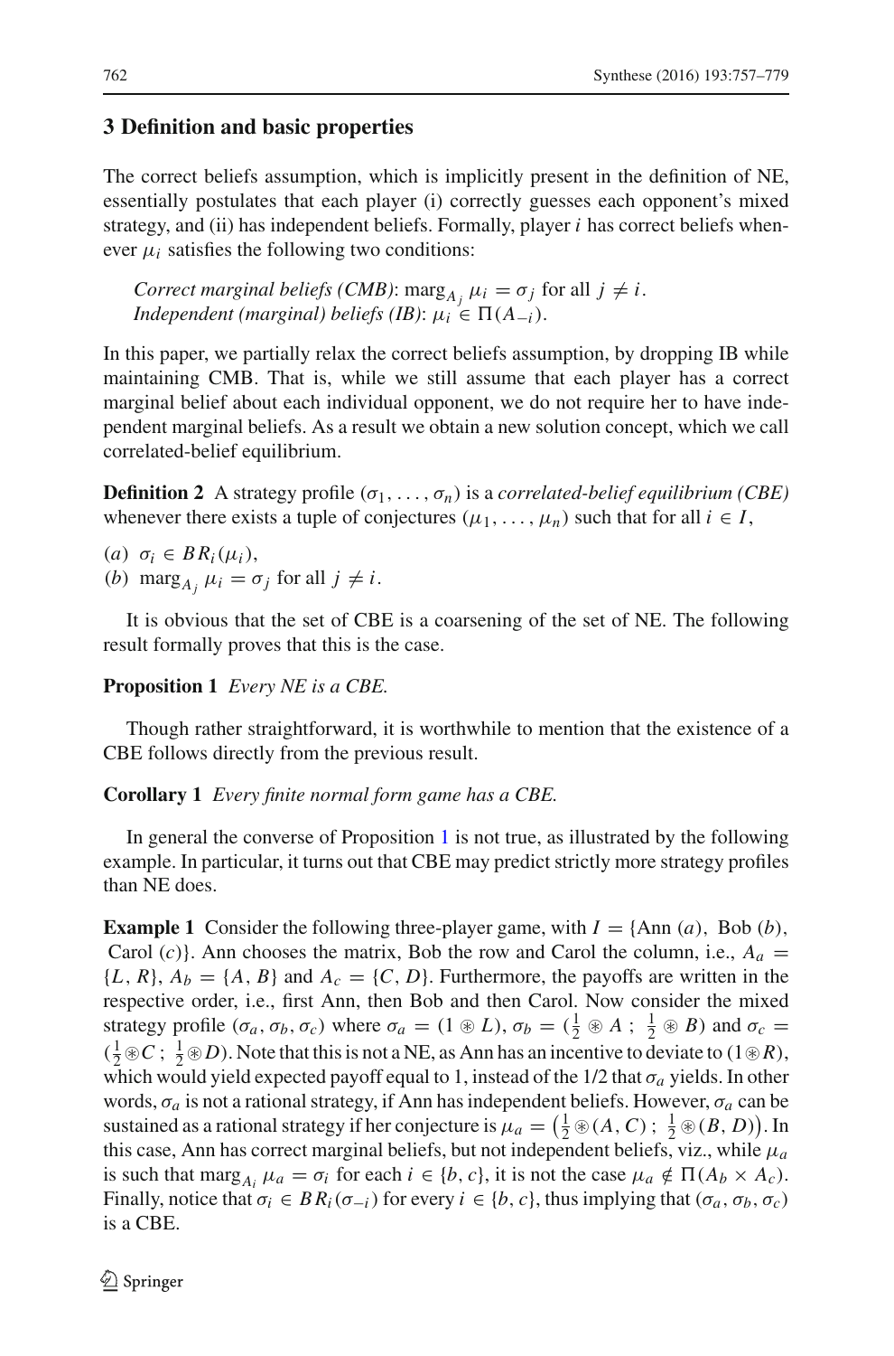## 3 Definition and basic properties

The correct beliefs assumption, which is implicitly present in the definition of NE, essentially postulates that each player (i) correctly guesses each opponent's mixed strategy, and (ii) has independent beliefs. Formally, player $i$ has correct beliefs whenever $\mu_i$ satisfies the following two conditions:

> *Correct marginal beliefs (CMB)*: $\text{marg}_{A_j} \mu_i = \sigma_j$ for all $j \neq i$.
> *Independent (marginal) beliefs (IB)*: $\mu_i \in \Pi(A_{-i})$.

In this paper, we partially relax the correct beliefs assumption, by dropping IB while maintaining CMB. That is, while we still assume that each player has a correct marginal belief about each individual opponent, we do not require her to have independent marginal beliefs. As a result we obtain a new solution concept, which we call correlated-belief equilibrium.

**Definition 2** A strategy profile $(\sigma_1, \ldots, \sigma_n)$ is a *correlated-belief equilibrium (CBE)* whenever there exists a tuple of conjectures $(\mu_1, \ldots, \mu_n)$ such that for all $i \in I$,

(*a*) $\sigma_i \in BR_i(\mu_i)$,
(*b*) $\text{marg}_{A_j} \mu_i = \sigma_j$ for all $j \neq i$.

It is obvious that the set of CBE is a coarsening of the set of NE. The following result formally proves that this is the case.

**Proposition 1** *Every NE is a CBE.*

Though rather straightforward, it is worthwhile to mention that the existence of a CBE follows directly from the previous result.

**Corollary 1** *Every finite normal form game has a CBE.*

In general the converse of Proposition 1 is not true, as illustrated by the following example. In particular, it turns out that CBE may predict strictly more strategy profiles than NE does.

**Example 1** Consider the following three-player game, with $I = \{\text{Ann } (a), \text{ Bob } (b), \text{ Carol } (c)\}$. Ann chooses the matrix, Bob the row and Carol the column, i.e., $A_a = \{L, R\}$, $A_b = \{A, B\}$ and $A_c = \{C, D\}$. Furthermore, the payoffs are written in the respective order, i.e., first Ann, then Bob and then Carol. Now consider the mixed strategy profile $(\sigma_a, \sigma_b, \sigma_c)$ where $\sigma_a = (1 \circledast L)$, $\sigma_b = (\frac{1}{2} \circledast A \,;\, \frac{1}{2} \circledast B)$ and $\sigma_c = (\frac{1}{2} \circledast C \,;\, \frac{1}{2} \circledast D)$. Note that this is not a NE, as Ann has an incentive to deviate to $(1 \circledast R)$, which would yield expected payoff equal to 1, instead of the 1/2 that $\sigma_a$ yields. In other words, $\sigma_a$ is not a rational strategy, if Ann has independent beliefs. However, $\sigma_a$ can be sustained as a rational strategy if her conjecture is $\mu_a = \left(\frac{1}{2} \circledast (A, C) \,;\, \frac{1}{2} \circledast (B, D)\right)$. In this case, Ann has correct marginal beliefs, but not independent beliefs, viz., while $\mu_a$ is such that $\text{marg}_{A_i} \mu_a = \sigma_i$ for each $i \in \{b, c\}$, it is not the case $\mu_a \notin \Pi(A_b \times A_c)$. Finally, notice that $\sigma_i \in BR_i(\sigma_{-i})$ for every $i \in \{b, c\}$, thus implying that $(\sigma_a, \sigma_b, \sigma_c)$ is a CBE.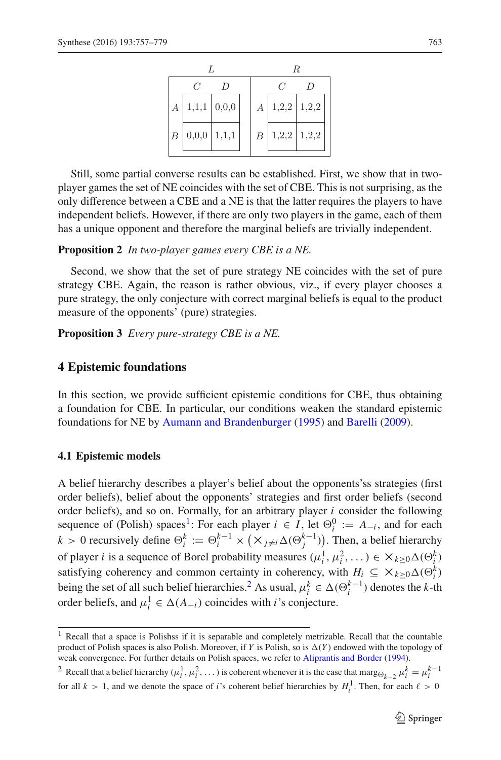| $L$ | $C$ | $D$ | $R$ | $C$ | $D$ |
|---|---|---|---|---|---|
| $A$ | 1,1,1 | 0,0,0 | $A$ | 1,2,2 | 1,2,2 |
| $B$ | 0,0,0 | 1,1,1 | $B$ | 1,2,2 | 1,2,2 |

Still, some partial converse results can be established. First, we show that in two-player games the set of NE coincides with the set of CBE. This is not surprising, as the only difference between a CBE and a NE is that the latter requires the players to have independent beliefs. However, if there are only two players in the game, each of them has a unique opponent and therefore the marginal beliefs are trivially independent.

**Proposition 2** *In two-player games every CBE is a NE.*

Second, we show that the set of pure strategy NE coincides with the set of pure strategy CBE. Again, the reason is rather obvious, viz., if every player chooses a pure strategy, the only conjecture with correct marginal beliefs is equal to the product measure of the opponents' (pure) strategies.

**Proposition 3** *Every pure-strategy CBE is a NE.*

## 4 Epistemic foundations

In this section, we provide sufficient epistemic conditions for CBE, thus obtaining a foundation for CBE. In particular, our conditions weaken the standard epistemic foundations for NE by Aumann and Brandenburger (1995) and Barelli (2009).

### 4.1 Epistemic models

A belief hierarchy describes a player's belief about the opponents'ss strategies (first order beliefs), belief about the opponents' strategies and first order beliefs (second order beliefs), and so on. Formally, for an arbitrary player $i$ consider the following sequence of (Polish) spaces[1]: For each player $i \in I$, let $\Theta_i^0 := A_{-i}$, and for each $k > 0$ recursively define $\Theta_i^k := \Theta_i^{k-1} \times \left( \times_{j \neq i} \Delta(\Theta_j^{k-1}) \right)$. Then, a belief hierarchy of player $i$ is a sequence of Borel probability measures $(\mu_i^1, \mu_i^2, \dots) \in \times_{k \geq 0} \Delta(\Theta_i^k)$ satisfying coherency and common certainty in coherency, with $H_i \subseteq \times_{k \geq 0} \Delta(\Theta_i^k)$ being the set of all such belief hierarchies.[2] As usual, $\mu_i^k \in \Delta(\Theta_i^{k-1})$ denotes the $k$-th order beliefs, and $\mu_i^1 \in \Delta(A_{-i})$ coincides with $i$'s conjecture.

---

[1] Recall that a space is Polishss if it is separable and completely metrizable. Recall that the countable product of Polish spaces is also Polish. Moreover, if $Y$ is Polish, so is $\Delta(Y)$ endowed with the topology of weak convergence. For further details on Polish spaces, we refer to Aliprantis and Border (1994).

[2] Recall that a belief hierarchy $(\mu_i^1, \mu_i^2, \dots)$ is coherent whenever it is the case that $\text{marg}_{\Theta_{k-2}} \mu_i^k = \mu_i^{k-1}$ for all $k > 1$, and we denote the space of $i$'s coherent belief hierarchies by $H_i^1$. Then, for each $\ell > 0$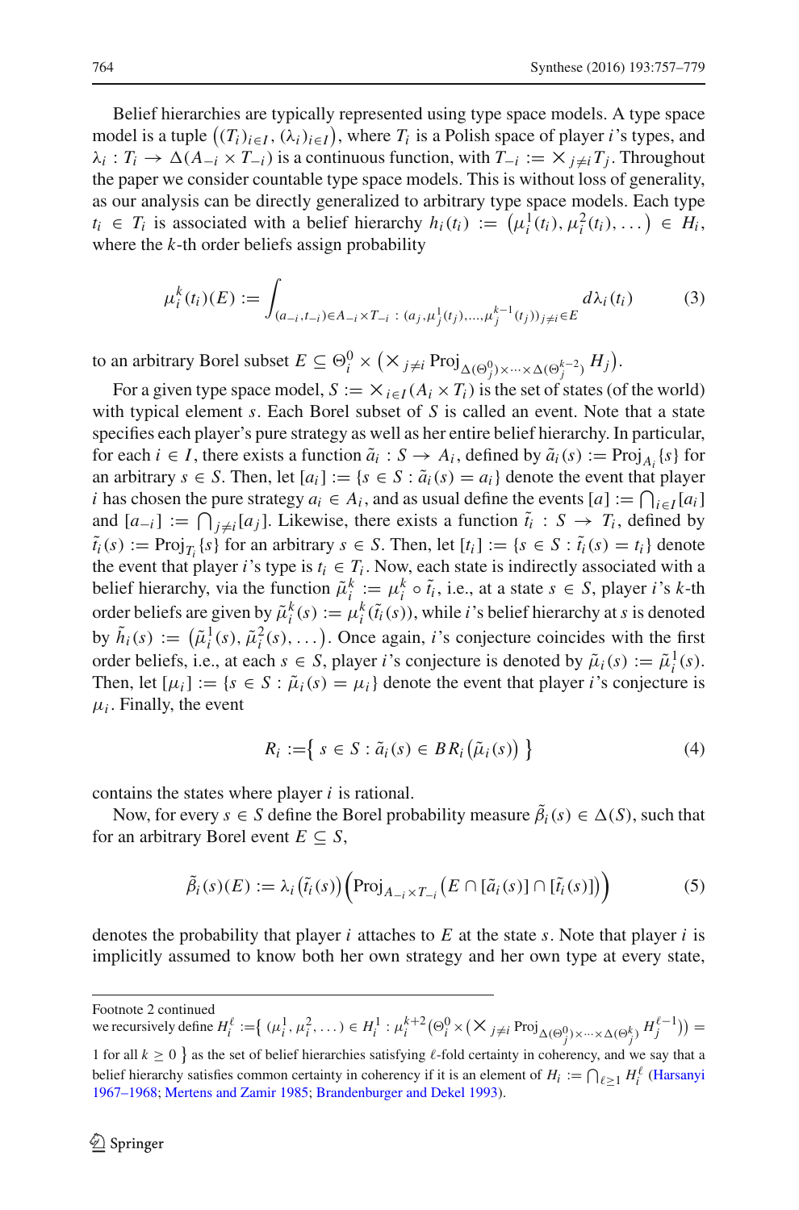Belief hierarchies are typically represented using type space models. A type space model is a tuple $\left((T_i)_{i\in I}, (\lambda_i)_{i\in I}\right)$, where $T_i$ is a Polish space of player $i$'s types, and $\lambda_i : T_i \to \Delta(A_{-i} \times T_{-i})$ is a continuous function, with $T_{-i} := \times_{j\neq i} T_j$. Throughout the paper we consider countable type space models. This is without loss of generality, as our analysis can be directly generalized to arbitrary type space models. Each type $t_i \in T_i$ is associated with a belief hierarchy $h_i(t_i) := \left(\mu_i^1(t_i), \mu_i^2(t_i), \dots\right) \in H_i$, where the $k$-th order beliefs assign probability

$$\mu_i^k(t_i)(E) := \int_{(a_{-i},t_{-i})\in A_{-i}\times T_{-i}\ :\ (a_j,\mu_j^1(t_j),\dots,\mu_j^{k-1}(t_j))_{j\neq i}\in E} d\lambda_i(t_i) \tag{3}$$

to an arbitrary Borel subset $E \subseteq \Theta_i^0 \times \left(\times_{j\neq i} \operatorname{Proj}_{\Delta(\Theta_j^0)\times\cdots\times\Delta(\Theta_j^{k-2})} H_j\right)$.

For a given type space model, $S := \times_{i\in I}(A_i \times T_i)$ is the set of states (of the world) with typical element $s$. Each Borel subset of $S$ is called an event. Note that a state specifies each player's pure strategy as well as her entire belief hierarchy. In particular, for each $i \in I$, there exists a function $\tilde{a}_i : S \to A_i$, defined by $\tilde{a}_i(s) := \operatorname{Proj}_{A_i}\{s\}$ for an arbitrary $s \in S$. Then, let $[a_i] := \{s \in S : \tilde{a}_i(s) = a_i\}$ denote the event that player $i$ has chosen the pure strategy $a_i \in A_i$, and as usual define the events $[a] := \bigcap_{i\in I}[a_i]$ and $[a_{-i}] := \bigcap_{j\neq i}[a_j]$. Likewise, there exists a function $\tilde{t}_i : S \to T_i$, defined by $\tilde{t}_i(s) := \operatorname{Proj}_{T_i}\{s\}$ for an arbitrary $s \in S$. Then, let $[t_i] := \{s \in S : \tilde{t}_i(s) = t_i\}$ denote the event that player $i$'s type is $t_i \in T_i$. Now, each state is indirectly associated with a belief hierarchy, via the function $\tilde{\mu}_i^k := \mu_i^k \circ \tilde{t}_i$, i.e., at a state $s \in S$, player $i$'s $k$-th order beliefs are given by $\tilde{\mu}_i^k(s) := \mu_i^k(\tilde{t}_i(s))$, while $i$'s belief hierarchy at $s$ is denoted by $\tilde{h}_i(s) := \left(\tilde{\mu}_i^1(s), \tilde{\mu}_i^2(s), \dots\right)$. Once again, $i$'s conjecture coincides with the first order beliefs, i.e., at each $s \in S$, player $i$'s conjecture is denoted by $\tilde{\mu}_i(s) := \tilde{\mu}_i^1(s)$. Then, let $[\mu_i] := \{s \in S : \tilde{\mu}_i(s) = \mu_i\}$ denote the event that player $i$'s conjecture is $\mu_i$. Finally, the event

$$R_i := \left\{\ s \in S : \tilde{a}_i(s) \in BR_i\left(\tilde{\mu}_i(s)\right)\ \right\} \tag{4}$$

contains the states where player $i$ is rational.

Now, for every $s \in S$ define the Borel probability measure $\tilde{\beta}_i(s) \in \Delta(S)$, such that for an arbitrary Borel event $E \subseteq S$,

$$\tilde{\beta}_i(s)(E) := \lambda_i\left(\tilde{t}_i(s)\right)\left(\operatorname{Proj}_{A_{-i}\times T_{-i}}\left(E \cap [\tilde{a}_i(s)] \cap [\tilde{t}_i(s)]\right)\right) \tag{5}$$

denotes the probability that player $i$ attaches to $E$ at the state $s$. Note that player $i$ is implicitly assumed to know both her own strategy and her own type at every state,

---

Footnote 2 continued
we recursively define $H_i^\ell := \left\{\ (\mu_i^1, \mu_i^2, \dots) \in H_i^1 : \mu_i^{k+2}\left(\Theta_i^0 \times \left(\times_{j\neq i} \operatorname{Proj}_{\Delta(\Theta_j^0)\times\cdots\times\Delta(\Theta_j^k)} H_j^{\ell-1}\right)\right) = 1 \text{ for all } k \geq 0\ \right\}$ as the set of belief hierarchies satisfying $\ell$-fold certainty in coherency, and we say that a belief hierarchy satisfies common certainty in coherency if it is an element of $H_i := \bigcap_{\ell\geq 1} H_i^\ell$ (Harsanyi 1967–1968; Mertens and Zamir 1985; Brandenburger and Dekel 1993).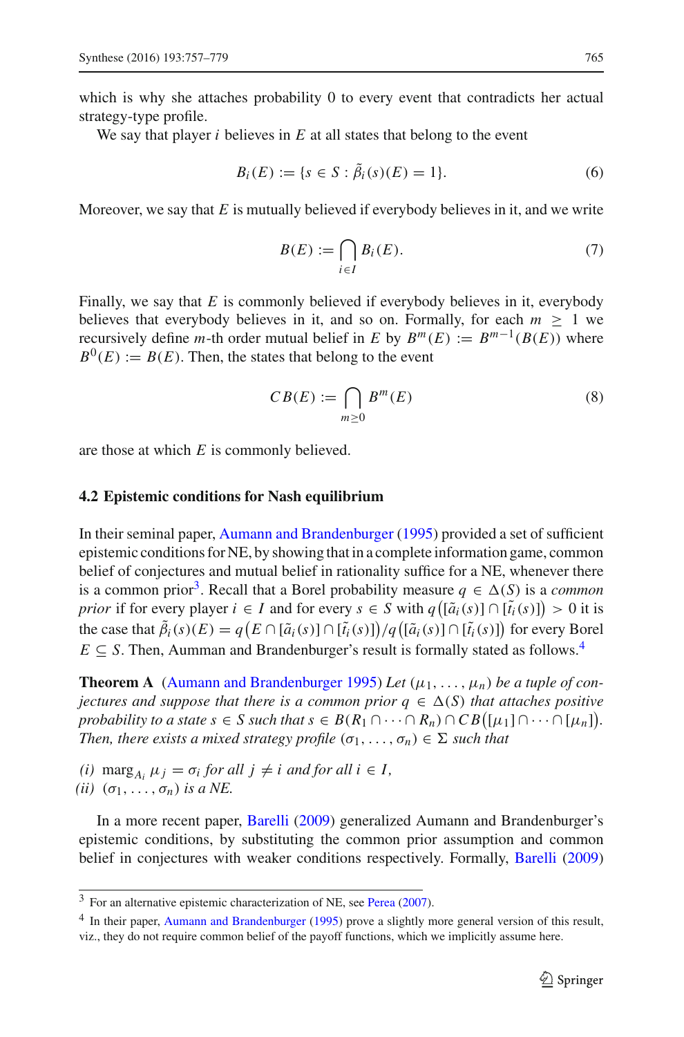which is why she attaches probability 0 to every event that contradicts her actual strategy-type profile.

We say that player $i$ believes in $E$ at all states that belong to the event

$$B_i(E) := \{s \in S : \tilde{\beta}_i(s)(E) = 1\}. \tag{6}$$

Moreover, we say that $E$ is mutually believed if everybody believes in it, and we write

$$B(E) := \bigcap_{i \in I} B_i(E). \tag{7}$$

Finally, we say that $E$ is commonly believed if everybody believes in it, everybody believes that everybody believes in it, and so on. Formally, for each $m \geq 1$ we recursively define $m$-th order mutual belief in $E$ by $B^m(E) := B^{m-1}(B(E))$ where $B^0(E) := B(E)$. Then, the states that belong to the event

$$CB(E) := \bigcap_{m \geq 0} B^m(E) \tag{8}$$

are those at which $E$ is commonly believed.

### 4.2 Epistemic conditions for Nash equilibrium

In their seminal paper, Aumann and Brandenburger (1995) provided a set of sufficient epistemic conditions for NE, by showing that in a complete information game, common belief of conjectures and mutual belief in rationality suffice for a NE, whenever there is a common prior[3]. Recall that a Borel probability measure $q \in \Delta(S)$ is a *common prior* if for every player $i \in I$ and for every $s \in S$ with $q\left([\tilde{a}_i(s)] \cap [\tilde{t}_i(s)]\right) > 0$ it is the case that $\tilde{\beta}_i(s)(E) = q\left(E \cap [\tilde{a}_i(s)] \cap [\tilde{t}_i(s)]\right) / q\left([\tilde{a}_i(s)] \cap [\tilde{t}_i(s)]\right)$ for every Borel $E \subseteq S$. Then, Aumman and Brandenburger's result is formally stated as follows.[4]

**Theorem A** (Aumann and Brandenburger 1995) *Let $(\mu_1, \ldots, \mu_n)$ be a tuple of conjectures and suppose that there is a common prior $q \in \Delta(S)$ that attaches positive probability to a state $s \in S$ such that $s \in B(R_1 \cap \cdots \cap R_n) \cap CB\left([\mu_1] \cap \cdots \cap [\mu_n]\right)$. Then, there exists a mixed strategy profile $(\sigma_1, \ldots, \sigma_n) \in \Sigma$ such that*

*(i)* $\text{marg}_{A_i}\, \mu_j = \sigma_i$ *for all* $j \neq i$ *and for all* $i \in I$,
*(ii)* $(\sigma_1, \ldots, \sigma_n)$ *is a NE.*

In a more recent paper, Barelli (2009) generalized Aumann and Brandenburger's epistemic conditions, by substituting the common prior assumption and common belief in conjectures with weaker conditions respectively. Formally, Barelli (2009)

---

[3] For an alternative epistemic characterization of NE, see Perea (2007).

[4] In their paper, Aumann and Brandenburger (1995) prove a slightly more general version of this result, viz., they do not require common belief of the payoff functions, which we implicitly assume here.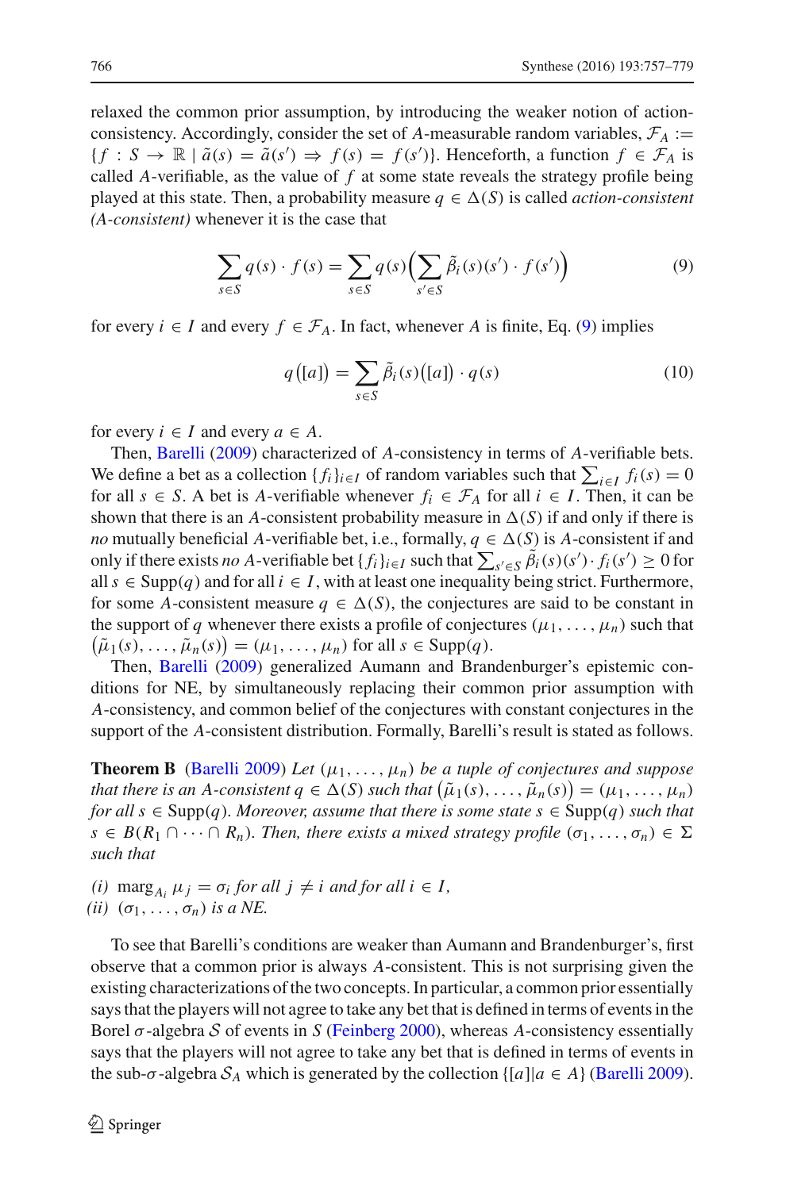relaxed the common prior assumption, by introducing the weaker notion of action-consistency. Accordingly, consider the set of $A$-measurable random variables, $\mathcal{F}_A := \{f : S \to \mathbb{R} \mid \tilde{a}(s) = \tilde{a}(s') \Rightarrow f(s) = f(s')\}$. Henceforth, a function $f \in \mathcal{F}_A$ is called $A$-verifiable, as the value of $f$ at some state reveals the strategy profile being played at this state. Then, a probability measure $q \in \Delta(S)$ is called *action-consistent (A-consistent)* whenever it is the case that

$$\sum_{s \in S} q(s) \cdot f(s) = \sum_{s \in S} q(s) \Big( \sum_{s' \in S} \tilde{\beta}_i(s)(s') \cdot f(s') \Big) \tag{9}$$

for every $i \in I$ and every $f \in \mathcal{F}_A$. In fact, whenever $A$ is finite, Eq. (9) implies

$$q\big([a]\big) = \sum_{s \in S} \tilde{\beta}_i(s)\big([a]\big) \cdot q(s) \tag{10}$$

for every $i \in I$ and every $a \in A$.

Then, Barelli (2009) characterized of $A$-consistency in terms of $A$-verifiable bets. We define a bet as a collection $\{f_i\}_{i \in I}$ of random variables such that $\sum_{i \in I} f_i(s) = 0$ for all $s \in S$. A bet is $A$-verifiable whenever $f_i \in \mathcal{F}_A$ for all $i \in I$. Then, it can be shown that there is an $A$-consistent probability measure in $\Delta(S)$ if and only if there is *no* mutually beneficial $A$-verifiable bet, i.e., formally, $q \in \Delta(S)$ is $A$-consistent if and only if there exists *no* $A$-verifiable bet $\{f_i\}_{i \in I}$ such that $\sum_{s' \in S} \tilde{\beta}_i(s)(s') \cdot f_i(s') \geq 0$ for all $s \in \text{Supp}(q)$ and for all $i \in I$, with at least one inequality being strict. Furthermore, for some $A$-consistent measure $q \in \Delta(S)$, the conjectures are said to be constant in the support of $q$ whenever there exists a profile of conjectures $(\mu_1, \ldots, \mu_n)$ such that $\big(\tilde{\mu}_1(s), \ldots, \tilde{\mu}_n(s)\big) = (\mu_1, \ldots, \mu_n)$ for all $s \in \text{Supp}(q)$.

Then, Barelli (2009) generalized Aumann and Brandenburger's epistemic conditions for NE, by simultaneously replacing their common prior assumption with $A$-consistency, and common belief of the conjectures with constant conjectures in the support of the $A$-consistent distribution. Formally, Barelli's result is stated as follows.

**Theorem B** (Barelli 2009) *Let $(\mu_1, \ldots, \mu_n)$ be a tuple of conjectures and suppose that there is an $A$-consistent $q \in \Delta(S)$ such that $\big(\tilde{\mu}_1(s), \ldots, \tilde{\mu}_n(s)\big) = (\mu_1, \ldots, \mu_n)$ for all $s \in \text{Supp}(q)$. Moreover, assume that there is some state $s \in \text{Supp}(q)$ such that $s \in B(R_1 \cap \cdots \cap R_n)$. Then, there exists a mixed strategy profile $(\sigma_1, \ldots, \sigma_n) \in \Sigma$ such that*

*(i) $\text{marg}_{A_i} \mu_j = \sigma_i$ for all $j \neq i$ and for all $i \in I$,*
*(ii) $(\sigma_1, \ldots, \sigma_n)$ is a NE.*

To see that Barelli's conditions are weaker than Aumann and Brandenburger's, first observe that a common prior is always $A$-consistent. This is not surprising given the existing characterizations of the two concepts. In particular, a common prior essentially says that the players will not agree to take any bet that is defined in terms of events in the Borel $\sigma$-algebra $\mathcal{S}$ of events in $S$ (Feinberg 2000), whereas $A$-consistency essentially says that the players will not agree to take any bet that is defined in terms of events in the sub-$\sigma$-algebra $\mathcal{S}_A$ which is generated by the collection $\{[a] | a \in A\}$ (Barelli 2009).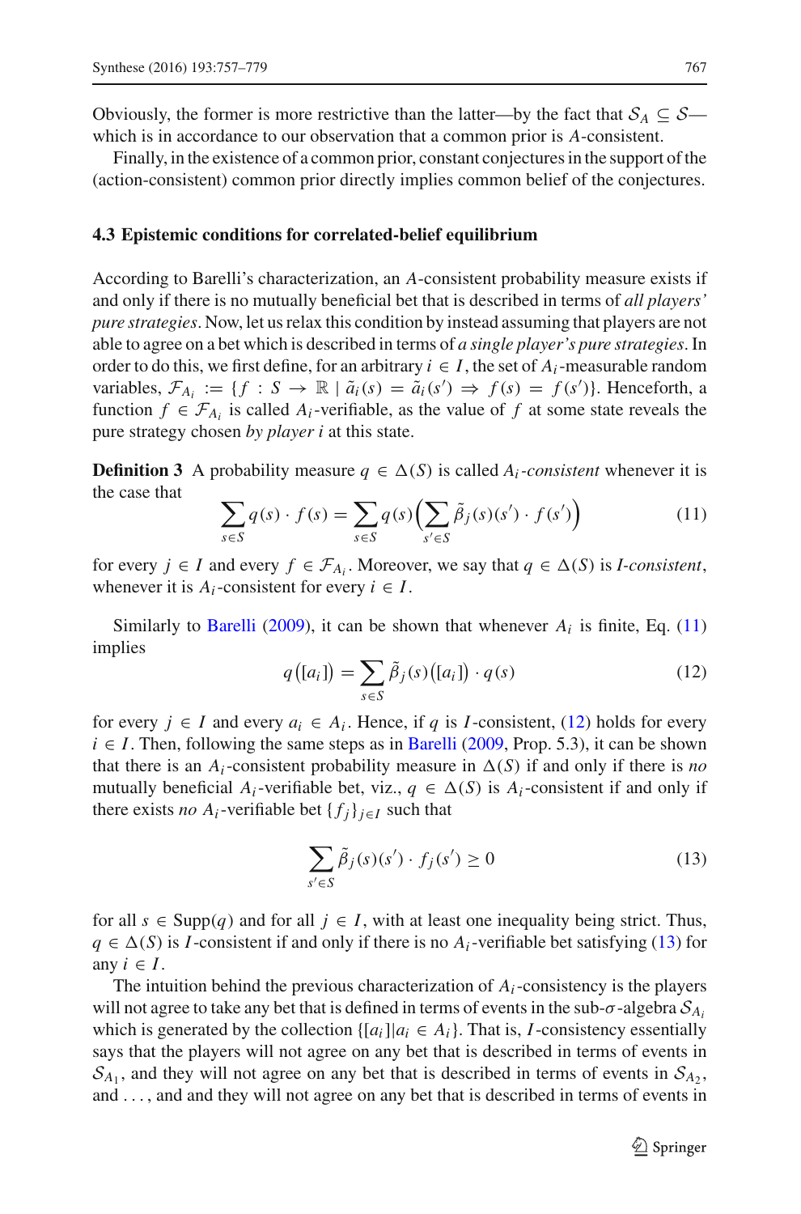Obviously, the former is more restrictive than the latter—by the fact that $\mathcal{S}_A \subseteq \mathcal{S}$—which is in accordance to our observation that a common prior is $A$-consistent.

Finally, in the existence of a common prior, constant conjectures in the support of the (action-consistent) common prior directly implies common belief of the conjectures.

### 4.3 Epistemic conditions for correlated-belief equilibrium

According to Barelli's characterization, an $A$-consistent probability measure exists if and only if there is no mutually beneficial bet that is described in terms of *all players' pure strategies*. Now, let us relax this condition by instead assuming that players are not able to agree on a bet which is described in terms of *a single player's pure strategies*. In order to do this, we first define, for an arbitrary $i \in I$, the set of $A_i$-measurable random variables, $\mathcal{F}_{A_i} := \{f : S \to \mathbb{R} \mid \tilde{a}_i(s) = \tilde{a}_i(s') \Rightarrow f(s) = f(s')\}$. Henceforth, a function $f \in \mathcal{F}_{A_i}$ is called $A_i$-verifiable, as the value of $f$ at some state reveals the pure strategy chosen *by player* $i$ at this state.

**Definition 3** A probability measure $q \in \Delta(S)$ is called $A_i$-*consistent* whenever it is the case that

$$\sum_{s \in S} q(s) \cdot f(s) = \sum_{s \in S} q(s) \Big( \sum_{s' \in S} \tilde{\beta}_j(s)(s') \cdot f(s') \Big) \tag{11}$$

for every $j \in I$ and every $f \in \mathcal{F}_{A_i}$. Moreover, we say that $q \in \Delta(S)$ is $I$-*consistent*, whenever it is $A_i$-consistent for every $i \in I$.

Similarly to Barelli (2009), it can be shown that whenever $A_i$ is finite, Eq. (11) implies

$$q([a_i]) = \sum_{s \in S} \tilde{\beta}_j(s)([a_i]) \cdot q(s) \tag{12}$$

for every $j \in I$ and every $a_i \in A_i$. Hence, if $q$ is $I$-consistent, (12) holds for every $i \in I$. Then, following the same steps as in Barelli (2009, Prop. 5.3), it can be shown that there is an $A_i$-consistent probability measure in $\Delta(S)$ if and only if there is *no* mutually beneficial $A_i$-verifiable bet, viz., $q \in \Delta(S)$ is $A_i$-consistent if and only if there exists *no* $A_i$-verifiable bet $\{f_j\}_{j \in I}$ such that

$$\sum_{s' \in S} \tilde{\beta}_j(s)(s') \cdot f_j(s') \geq 0 \tag{13}$$

for all $s \in \text{Supp}(q)$ and for all $j \in I$, with at least one inequality being strict. Thus, $q \in \Delta(S)$ is $I$-consistent if and only if there is no $A_i$-verifiable bet satisfying (13) for any $i \in I$.

The intuition behind the previous characterization of $A_i$-consistency is the players will not agree to take any bet that is defined in terms of events in the sub-$\sigma$-algebra $\mathcal{S}_{A_i}$ which is generated by the collection $\{[a_i] | a_i \in A_i\}$. That is, $I$-consistency essentially says that the players will not agree on any bet that is described in terms of events in $\mathcal{S}_{A_1}$, and they will not agree on any bet that is described in terms of events in $\mathcal{S}_{A_2}$, and ..., and and they will not agree on any bet that is described in terms of events in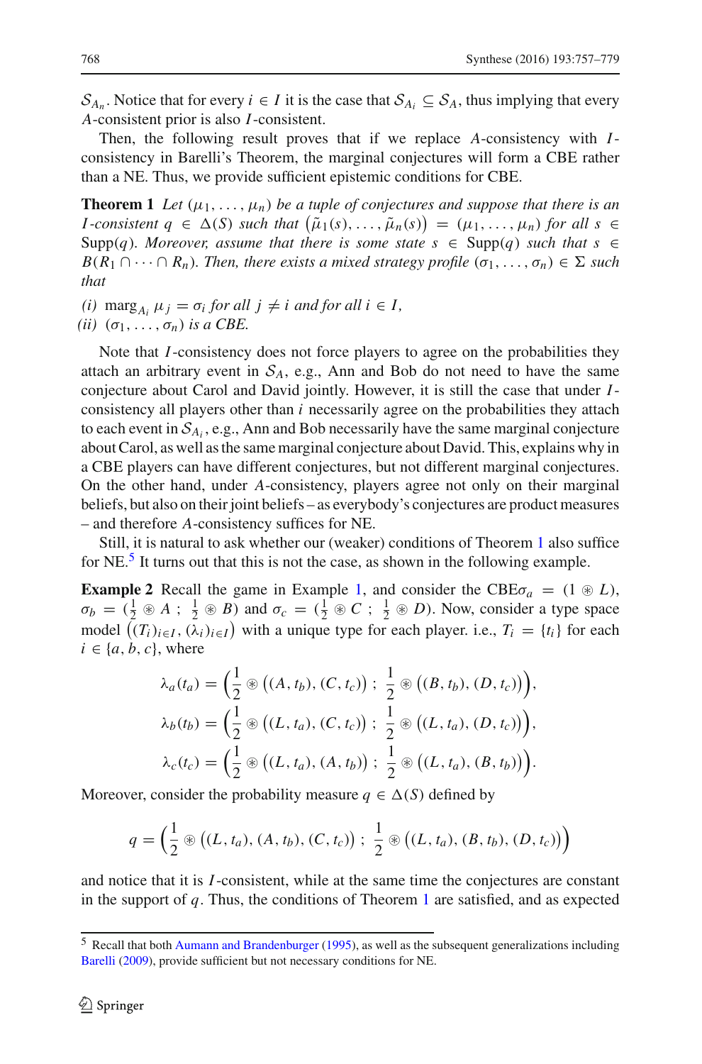$\mathcal{S}_{A_n}$. Notice that for every $i \in I$ it is the case that $\mathcal{S}_{A_i} \subseteq \mathcal{S}_A$, thus implying that every $A$-consistent prior is also $I$-consistent.

Then, the following result proves that if we replace $A$-consistency with $I$-consistency in Barelli's Theorem, the marginal conjectures will form a CBE rather than a NE. Thus, we provide sufficient epistemic conditions for CBE.

**Theorem 1** *Let $(\mu_1, \ldots, \mu_n)$ be a tuple of conjectures and suppose that there is an $I$-consistent $q \in \Delta(S)$ such that $\big(\tilde{\mu}_1(s), \ldots, \tilde{\mu}_n(s)\big) = (\mu_1, \ldots, \mu_n)$ for all $s \in$ Supp$(q)$. Moreover, assume that there is some state $s \in$ Supp$(q)$ such that $s \in B(R_1 \cap \cdots \cap R_n)$. Then, there exists a mixed strategy profile $(\sigma_1, \ldots, \sigma_n) \in \Sigma$ such that*

*(i)* $\text{marg}_{A_i} \mu_j = \sigma_i$ *for all* $j \neq i$ *and for all* $i \in I$,
*(ii)* $(\sigma_1, \ldots, \sigma_n)$ *is a CBE.*

Note that $I$-consistency does not force players to agree on the probabilities they attach an arbitrary event in $\mathcal{S}_A$, e.g., Ann and Bob do not need to have the same conjecture about Carol and David jointly. However, it is still the case that under $I$-consistency all players other than $i$ necessarily agree on the probabilities they attach to each event in $\mathcal{S}_{A_i}$, e.g., Ann and Bob necessarily have the same marginal conjecture about Carol, as well as the same marginal conjecture about David. This, explains why in a CBE players can have different conjectures, but not different marginal conjectures. On the other hand, under $A$-consistency, players agree not only on their marginal beliefs, but also on their joint beliefs – as everybody's conjectures are product measures – and therefore $A$-consistency suffices for NE.

Still, it is natural to ask whether our (weaker) conditions of Theorem 1 also suffice for NE.[5] It turns out that this is not the case, as shown in the following example.

**Example 2** Recall the game in Example 1, and consider the CBE$\sigma_a = (1 \circledast L)$, $\sigma_b = (\frac{1}{2} \circledast A \ ; \ \frac{1}{2} \circledast B)$ and $\sigma_c = (\frac{1}{2} \circledast C \ ; \ \frac{1}{2} \circledast D)$. Now, consider a type space model $\big((T_i)_{i \in I}, (\lambda_i)_{i \in I}\big)$ with a unique type for each player. i.e., $T_i = \{t_i\}$ for each $i \in \{a, b, c\}$, where

$$\lambda_a(t_a) = \Big(\frac{1}{2} \circledast \big((A, t_b), (C, t_c)\big) \ ; \ \frac{1}{2} \circledast \big((B, t_b), (D, t_c)\big)\Big),$$

$$\lambda_b(t_b) = \Big(\frac{1}{2} \circledast \big((L, t_a), (C, t_c)\big) \ ; \ \frac{1}{2} \circledast \big((L, t_a), (D, t_c)\big)\Big),$$

$$\lambda_c(t_c) = \Big(\frac{1}{2} \circledast \big((L, t_a), (A, t_b)\big) \ ; \ \frac{1}{2} \circledast \big((L, t_a), (B, t_b)\big)\Big).$$

Moreover, consider the probability measure $q \in \Delta(S)$ defined by

$$q = \Big(\frac{1}{2} \circledast \big((L, t_a), (A, t_b), (C, t_c)\big) \ ; \ \frac{1}{2} \circledast \big((L, t_a), (B, t_b), (D, t_c)\big)\Big)$$

and notice that it is $I$-consistent, while at the same time the conjectures are constant in the support of $q$. Thus, the conditions of Theorem 1 are satisfied, and as expected

---

[5] Recall that both Aumann and Brandenburger (1995), as well as the subsequent generalizations including Barelli (2009), provide sufficient but not necessary conditions for NE.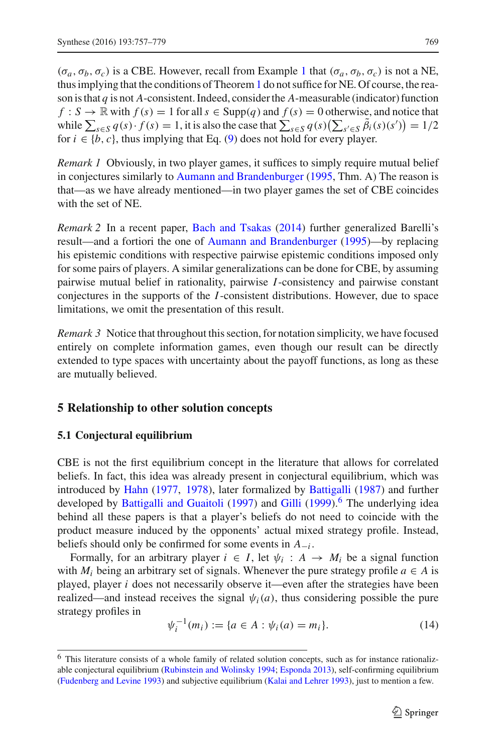$(\sigma_a, \sigma_b, \sigma_c)$ is a CBE. However, recall from Example 1 that $(\sigma_a, \sigma_b, \sigma_c)$ is not a NE, thus implying that the conditions of Theorem 1 do not suffice for NE. Of course, the reason is that $q$ is not $A$-consistent. Indeed, consider the $A$-measurable (indicator) function $f : S \to \mathbb{R}$ with $f(s) = 1$ for all $s \in \text{Supp}(q)$ and $f(s) = 0$ otherwise, and notice that while $\sum_{s \in S} q(s) \cdot f(s) = 1$, it is also the case that $\sum_{s \in S} q(s) \big( \sum_{s' \in S} \tilde{\beta}_i(s)(s') \big) = 1/2$ for $i \in \{b, c\}$, thus implying that Eq. (9) does not hold for every player.

*Remark 1* Obviously, in two player games, it suffices to simply require mutual belief in conjectures similarly to Aumann and Brandenburger (1995, Thm. A) The reason is that—as we have already mentioned—in two player games the set of CBE coincides with the set of NE.

*Remark 2* In a recent paper, Bach and Tsakas (2014) further generalized Barelli's result—and a fortiori the one of Aumann and Brandenburger (1995)—by replacing his epistemic conditions with respective pairwise epistemic conditions imposed only for some pairs of players. A similar generalizations can be done for CBE, by assuming pairwise mutual belief in rationality, pairwise $I$-consistency and pairwise constant conjectures in the supports of the $I$-consistent distributions. However, due to space limitations, we omit the presentation of this result.

*Remark 3* Notice that throughout this section, for notation simplicity, we have focused entirely on complete information games, even though our result can be directly extended to type spaces with uncertainty about the payoff functions, as long as these are mutually believed.

## 5 Relationship to other solution concepts

### 5.1 Conjectural equilibrium

CBE is not the first equilibrium concept in the literature that allows for correlated beliefs. In fact, this idea was already present in conjectural equilibrium, which was introduced by Hahn (1977, 1978), later formalized by Battigalli (1987) and further developed by Battigalli and Guaitoli (1997) and Gilli (1999).[6] The underlying idea behind all these papers is that a player's beliefs do not need to coincide with the product measure induced by the opponents' actual mixed strategy profile. Instead, beliefs should only be confirmed for some events in $A_{-i}$.

Formally, for an arbitrary player $i \in I$, let $\psi_i : A \to M_i$ be a signal function with $M_i$ being an arbitrary set of signals. Whenever the pure strategy profile $a \in A$ is played, player $i$ does not necessarily observe it—even after the strategies have been realized—and instead receives the signal $\psi_i(a)$, thus considering possible the pure strategy profiles in

$$\psi_i^{-1}(m_i) := \{a \in A : \psi_i(a) = m_i\}. \tag{14}$$

[6] This literature consists of a whole family of related solution concepts, such as for instance rationalizable conjectural equilibrium (Rubinstein and Wolinsky 1994; Esponda 2013), self-confirming equilibrium (Fudenberg and Levine 1993) and subjective equilibrium (Kalai and Lehrer 1993), just to mention a few.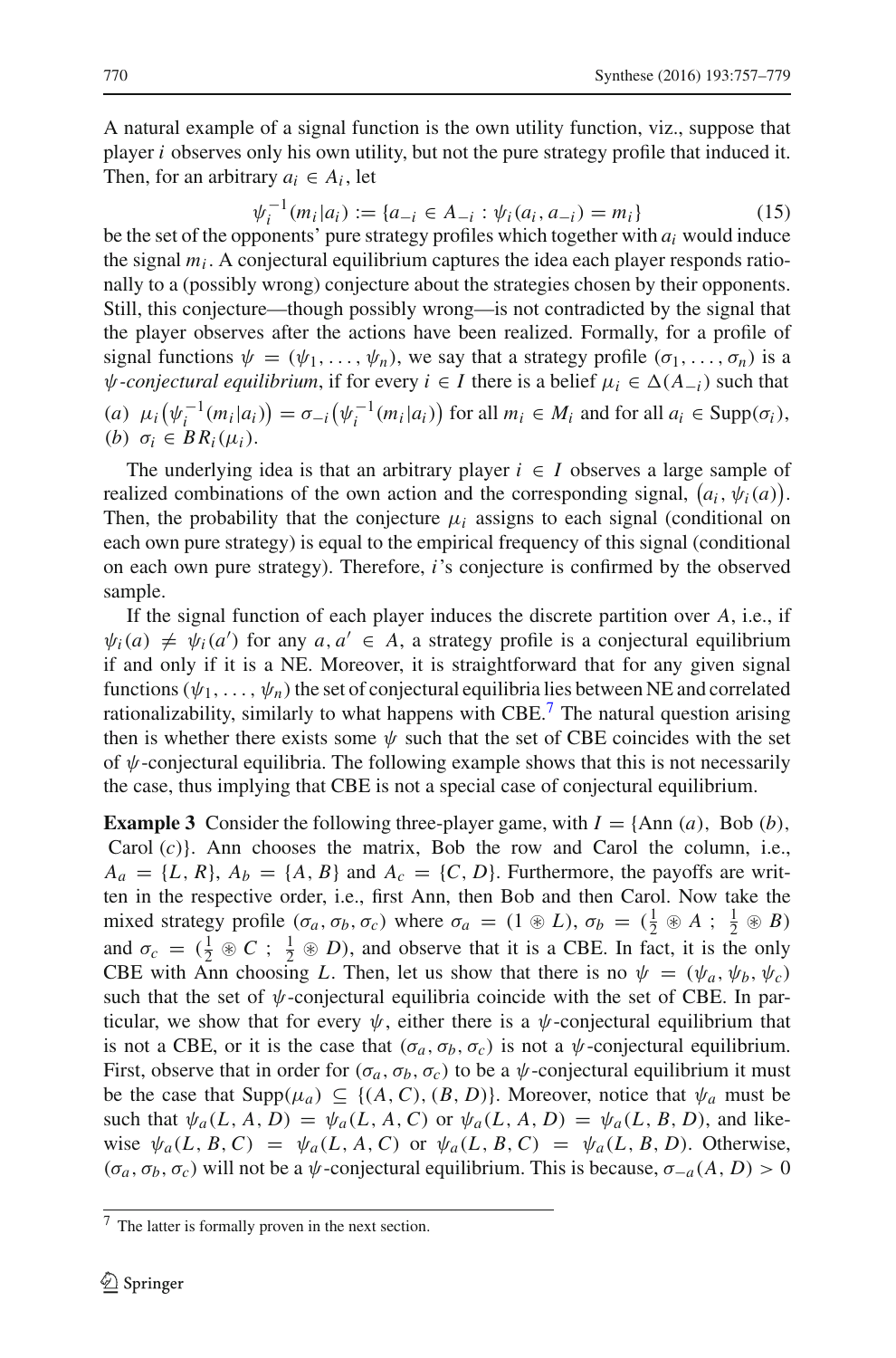A natural example of a signal function is the own utility function, viz., suppose that player $i$ observes only his own utility, but not the pure strategy profile that induced it. Then, for an arbitrary $a_i \in A_i$, let

$$\psi_i^{-1}(m_i|a_i) := \{a_{-i} \in A_{-i} : \psi_i(a_i, a_{-i}) = m_i\} \tag{15}$$

be the set of the opponents' pure strategy profiles which together with $a_i$ would induce the signal $m_i$. A conjectural equilibrium captures the idea each player responds rationally to a (possibly wrong) conjecture about the strategies chosen by their opponents. Still, this conjecture—though possibly wrong—is not contradicted by the signal that the player observes after the actions have been realized. Formally, for a profile of signal functions $\psi = (\psi_1, \ldots, \psi_n)$, we say that a strategy profile $(\sigma_1, \ldots, \sigma_n)$ is a *$\psi$-conjectural equilibrium*, if for every $i \in I$ there is a belief $\mu_i \in \Delta(A_{-i})$ such that

(*a*) $\mu_i\big(\psi_i^{-1}(m_i|a_i)\big) = \sigma_{-i}\big(\psi_i^{-1}(m_i|a_i)\big)$ for all $m_i \in M_i$ and for all $a_i \in \text{Supp}(\sigma_i)$,
(*b*) $\sigma_i \in BR_i(\mu_i)$.

The underlying idea is that an arbitrary player $i \in I$ observes a large sample of realized combinations of the own action and the corresponding signal, $\big(a_i, \psi_i(a)\big)$. Then, the probability that the conjecture $\mu_i$ assigns to each signal (conditional on each own pure strategy) is equal to the empirical frequency of this signal (conditional on each own pure strategy). Therefore, $i$'s conjecture is confirmed by the observed sample.

If the signal function of each player induces the discrete partition over $A$, i.e., if $\psi_i(a) \neq \psi_i(a')$ for any $a, a' \in A$, a strategy profile is a conjectural equilibrium if and only if it is a NE. Moreover, it is straightforward that for any given signal functions $(\psi_1, \ldots, \psi_n)$ the set of conjectural equilibria lies between NE and correlated rationalizability, similarly to what happens with CBE.[7] The natural question arising then is whether there exists some $\psi$ such that the set of CBE coincides with the set of $\psi$-conjectural equilibria. The following example shows that this is not necessarily the case, thus implying that CBE is not a special case of conjectural equilibrium.

**Example 3** Consider the following three-player game, with $I = \{\text{Ann } (a), \text{ Bob } (b), \text{ Carol } (c)\}$. Ann chooses the matrix, Bob the row and Carol the column, i.e., $A_a = \{L, R\}$, $A_b = \{A, B\}$ and $A_c = \{C, D\}$. Furthermore, the payoffs are written in the respective order, i.e., first Ann, then Bob and then Carol. Now take the mixed strategy profile $(\sigma_a, \sigma_b, \sigma_c)$ where $\sigma_a = (1 \circledast L)$, $\sigma_b = (\frac{1}{2} \circledast A \,;\, \frac{1}{2} \circledast B)$ and $\sigma_c = (\frac{1}{2} \circledast C \,;\, \frac{1}{2} \circledast D)$, and observe that it is a CBE. In fact, it is the only CBE with Ann choosing $L$. Then, let us show that there is no $\psi = (\psi_a, \psi_b, \psi_c)$ such that the set of $\psi$-conjectural equilibria coincide with the set of CBE. In particular, we show that for every $\psi$, either there is a $\psi$-conjectural equilibrium that is not a CBE, or it is the case that $(\sigma_a, \sigma_b, \sigma_c)$ is not a $\psi$-conjectural equilibrium. First, observe that in order for $(\sigma_a, \sigma_b, \sigma_c)$ to be a $\psi$-conjectural equilibrium it must be the case that $\text{Supp}(\mu_a) \subseteq \{(A, C), (B, D)\}$. Moreover, notice that $\psi_a$ must be such that $\psi_a(L, A, D) = \psi_a(L, A, C)$ or $\psi_a(L, A, D) = \psi_a(L, B, D)$, and likewise $\psi_a(L, B, C) = \psi_a(L, A, C)$ or $\psi_a(L, B, C) = \psi_a(L, B, D)$. Otherwise, $(\sigma_a, \sigma_b, \sigma_c)$ will not be a $\psi$-conjectural equilibrium. This is because, $\sigma_{-a}(A, D) > 0$

[7] The latter is formally proven in the next section.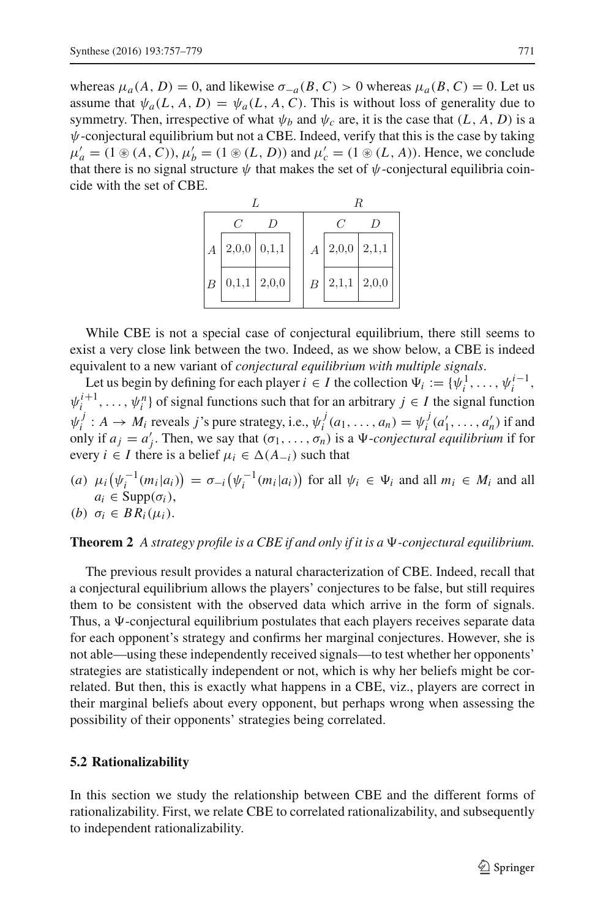whereas $\mu_a(A, D) = 0$, and likewise $\sigma_{-a}(B, C) > 0$ whereas $\mu_a(B, C) = 0$. Let us assume that $\psi_a(L, A, D) = \psi_a(L, A, C)$. This is without loss of generality due to symmetry. Then, irrespective of what $\psi_b$ and $\psi_c$ are, it is the case that $(L, A, D)$ is a $\psi$-conjectural equilibrium but not a CBE. Indeed, verify that this is the case by taking $\mu'_a = (1 \circledast (A, C))$, $\mu'_b = (1 \circledast (L, D))$ and $\mu'_c = (1 \circledast (L, A))$. Hence, we conclude that there is no signal structure $\psi$ that makes the set of $\psi$-conjectural equilibria coincide with the set of CBE.

| $L$ | $C$ | $D$ | | $R$ | $C$ | $D$ |
|---|---|---|---|---|---|---|
| $A$ | 2,0,0 | 0,1,1 | | $A$ | 2,0,0 | 2,1,1 |
| $B$ | 0,1,1 | 2,0,0 | | $B$ | 2,1,1 | 2,0,0 |

While CBE is not a special case of conjectural equilibrium, there still seems to exist a very close link between the two. Indeed, as we show below, a CBE is indeed equivalent to a new variant of *conjectural equilibrium with multiple signals*.

Let us begin by defining for each player $i \in I$ the collection $\Psi_i := \{\psi_i^1, \ldots, \psi_i^{i-1}, \psi_i^{i+1}, \ldots, \psi_i^n\}$ of signal functions such that for an arbitrary $j \in I$ the signal function $\psi_i^j : A \to M_i$ reveals $j$'s pure strategy, i.e., $\psi_i^j(a_1, \ldots, a_n) = \psi_i^j(a'_1, \ldots, a'_n)$ if and only if $a_j = a'_j$. Then, we say that $(\sigma_1, \ldots, \sigma_n)$ is a $\Psi$*-conjectural equilibrium* if for every $i \in I$ there is a belief $\mu_i \in \Delta(A_{-i})$ such that

(*a*) $\mu_i\big(\psi_i^{-1}(m_i|a_i)\big) = \sigma_{-i}\big(\psi_i^{-1}(m_i|a_i)\big)$ for all $\psi_i \in \Psi_i$ and all $m_i \in M_i$ and all $a_i \in \text{Supp}(\sigma_i)$,

(*b*) $\sigma_i \in BR_i(\mu_i)$.

**Theorem 2** *A strategy profile is a CBE if and only if it is a* $\Psi$*-conjectural equilibrium.*

The previous result provides a natural characterization of CBE. Indeed, recall that a conjectural equilibrium allows the players' conjectures to be false, but still requires them to be consistent with the observed data which arrive in the form of signals. Thus, a $\Psi$-conjectural equilibrium postulates that each players receives separate data for each opponent's strategy and confirms her marginal conjectures. However, she is not able—using these independently received signals—to test whether her opponents' strategies are statistically independent or not, which is why her beliefs might be correlated. But then, this is exactly what happens in a CBE, viz., players are correct in their marginal beliefs about every opponent, but perhaps wrong when assessing the possibility of their opponents' strategies being correlated.

### 5.2 Rationalizability

In this section we study the relationship between CBE and the different forms of rationalizability. First, we relate CBE to correlated rationalizability, and subsequently to independent rationalizability.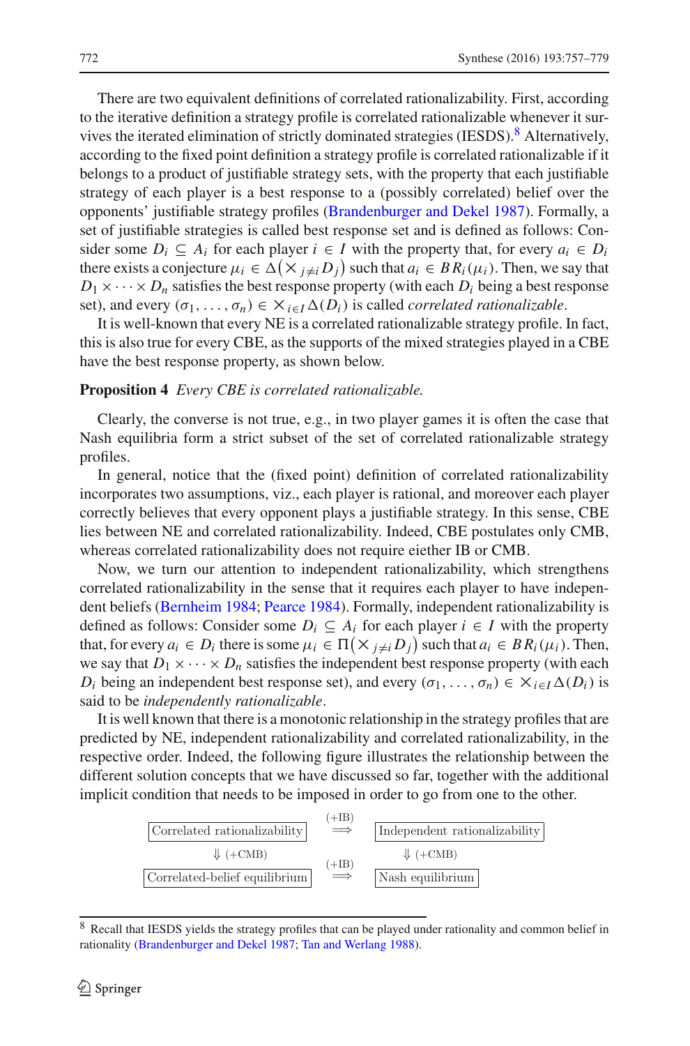There are two equivalent definitions of correlated rationalizability. First, according to the iterative definition a strategy profile is correlated rationalizable whenever it survives the iterated elimination of strictly dominated strategies (IESDS).[8] Alternatively, according to the fixed point definition a strategy profile is correlated rationalizable if it belongs to a product of justifiable strategy sets, with the property that each justifiable strategy of each player is a best response to a (possibly correlated) belief over the opponents' justifiable strategy profiles (Brandenburger and Dekel 1987). Formally, a set of justifiable strategies is called best response set and is defined as follows: Consider some $D_i \subseteq A_i$ for each player $i \in I$ with the property that, for every $a_i \in D_i$ there exists a conjecture $\mu_i \in \Delta\big(\times_{j \neq i} D_j\big)$ such that $a_i \in BR_i(\mu_i)$. Then, we say that $D_1 \times \cdots \times D_n$ satisfies the best response property (with each $D_i$ being a best response set), and every $(\sigma_1, \ldots, \sigma_n) \in \times_{i \in I} \Delta(D_i)$ is called *correlated rationalizable*.

It is well-known that every NE is a correlated rationalizable strategy profile. In fact, this is also true for every CBE, as the supports of the mixed strategies played in a CBE have the best response property, as shown below.

**Proposition 4** *Every CBE is correlated rationalizable.*

Clearly, the converse is not true, e.g., in two player games it is often the case that Nash equilibria form a strict subset of the set of correlated rationalizable strategy profiles.

In general, notice that the (fixed point) definition of correlated rationalizability incorporates two assumptions, viz., each player is rational, and moreover each player correctly believes that every opponent plays a justifiable strategy. In this sense, CBE lies between NE and correlated rationalizability. Indeed, CBE postulates only CMB, whereas correlated rationalizability does not require eiether IB or CMB.

Now, we turn our attention to independent rationalizability, which strengthens correlated rationalizability in the sense that it requires each player to have independent beliefs (Bernheim 1984; Pearce 1984). Formally, independent rationalizability is defined as follows: Consider some $D_i \subseteq A_i$ for each player $i \in I$ with the property that, for every $a_i \in D_i$ there is some $\mu_i \in \Pi\big(\times_{j \neq i} D_j\big)$ such that $a_i \in BR_i(\mu_i)$. Then, we say that $D_1 \times \cdots \times D_n$ satisfies the independent best response property (with each $D_i$ being an independent best response set), and every $(\sigma_1, \ldots, \sigma_n) \in \times_{i \in I} \Delta(D_i)$ is said to be *independently rationalizable*.

It is well known that there is a monotonic relationship in the strategy profiles that are predicted by NE, independent rationalizability and correlated rationalizability, in the respective order. Indeed, the following figure illustrates the relationship between the different solution concepts that we have discussed so far, together with the additional implicit condition that needs to be imposed in order to go from one to the other.

| Correlated rationalizability | $\overset{(+\text{IB})}{\Longrightarrow}$ | Independent rationalizability |
|---|---|---|
| $\Downarrow$ (+CMB) | | $\Downarrow$ (+CMB) |
| Correlated-belief equilibrium | $\overset{(+\text{IB})}{\Longrightarrow}$ | Nash equilibrium |

[8] Recall that IESDS yields the strategy profiles that can be played under rationality and common belief in rationality (Brandenburger and Dekel 1987; Tan and Werlang 1988).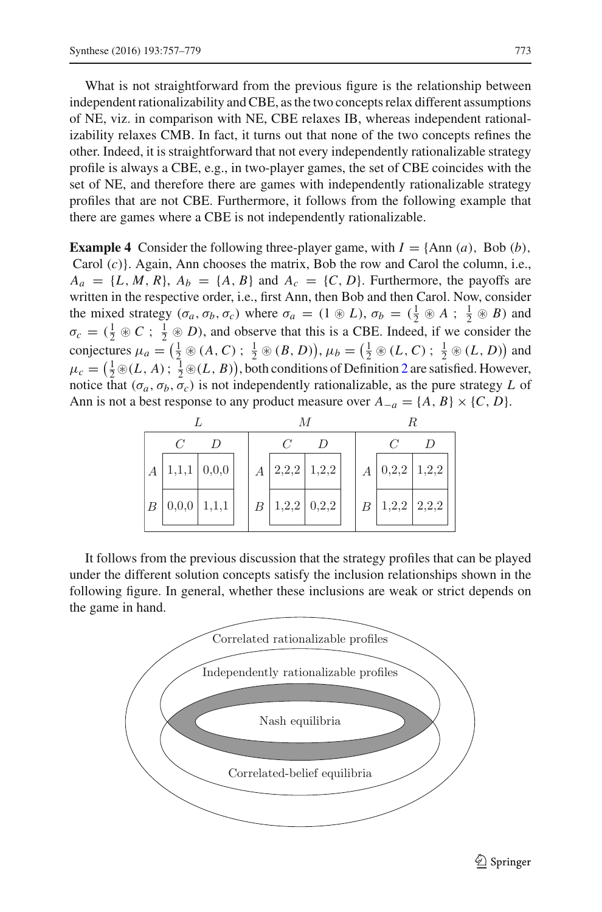What is not straightforward from the previous figure is the relationship between independent rationalizability and CBE, as the two concepts relax different assumptions of NE, viz. in comparison with NE, CBE relaxes IB, whereas independent rationalizability relaxes CMB. In fact, it turns out that none of the two concepts refines the other. Indeed, it is straightforward that not every independently rationalizable strategy profile is always a CBE, e.g., in two-player games, the set of CBE coincides with the set of NE, and therefore there are games with independently rationalizable strategy profiles that are not CBE. Furthermore, it follows from the following example that there are games where a CBE is not independently rationalizable.

**Example 4** Consider the following three-player game, with $I = \{\text{Ann } (a), \text{ Bob } (b), \text{ Carol } (c)\}$. Again, Ann chooses the matrix, Bob the row and Carol the column, i.e., $A_a = \{L, M, R\}$, $A_b = \{A, B\}$ and $A_c = \{C, D\}$. Furthermore, the payoffs are written in the respective order, i.e., first Ann, then Bob and then Carol. Now, consider the mixed strategy $(\sigma_a, \sigma_b, \sigma_c)$ where $\sigma_a = (1 \circledast L)$, $\sigma_b = (\frac{1}{2} \circledast A\ ;\ \frac{1}{2} \circledast B)$ and $\sigma_c = (\frac{1}{2} \circledast C\ ;\ \frac{1}{2} \circledast D)$, and observe that this is a CBE. Indeed, if we consider the conjectures $\mu_a = \big(\frac{1}{2} \circledast (A, C)\ ;\ \frac{1}{2} \circledast (B, D)\big)$, $\mu_b = \big(\frac{1}{2} \circledast (L, C)\ ;\ \frac{1}{2} \circledast (L, D)\big)$ and $\mu_c = \big(\frac{1}{2} \circledast (L, A)\ ;\ \frac{1}{2} \circledast (L, B)\big)$, both conditions of Definition 2 are satisfied. However, notice that $(\sigma_a, \sigma_b, \sigma_c)$ is not independently rationalizable, as the pure strategy $L$ of Ann is not a best response to any product measure over $A_{-a} = \{A, B\} \times \{C, D\}$.

| | L: C | L: D | M: C | M: D | R: C | R: D |
|---|---|---|---|---|---|---|
| A | 1,1,1 | 0,0,0 | 2,2,2 | 1,2,2 | 0,2,2 | 1,2,2 |
| B | 0,0,0 | 1,1,1 | 1,2,2 | 0,2,2 | 1,2,2 | 2,2,2 |

It follows from the previous discussion that the strategy profiles that can be played under the different solution concepts satisfy the inclusion relationships shown in the following figure. In general, whether these inclusions are weak or strict depends on the game in hand.

Correlated rationalizable profiles

Independently rationalizable profiles

Nash equilibria

Correlated-belief equilibria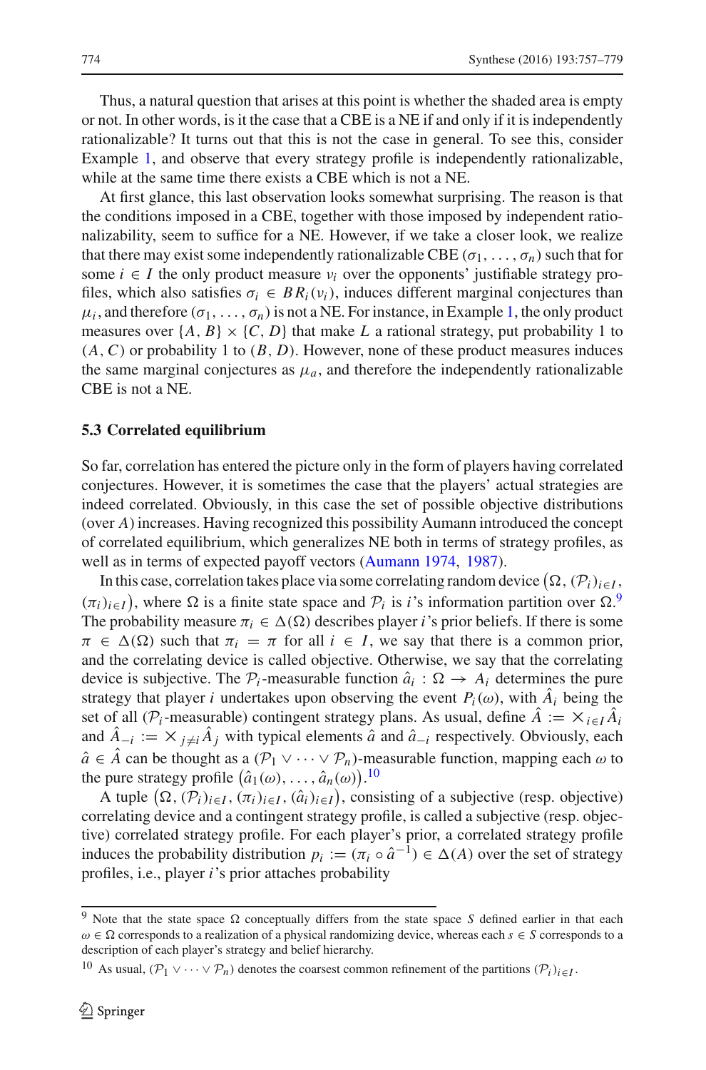Thus, a natural question that arises at this point is whether the shaded area is empty or not. In other words, is it the case that a CBE is a NE if and only if it is independently rationalizable? It turns out that this is not the case in general. To see this, consider Example 1, and observe that every strategy profile is independently rationalizable, while at the same time there exists a CBE which is not a NE.

At first glance, this last observation looks somewhat surprising. The reason is that the conditions imposed in a CBE, together with those imposed by independent rationalizability, seem to suffice for a NE. However, if we take a closer look, we realize that there may exist some independently rationalizable CBE $(\sigma_1, \ldots, \sigma_n)$ such that for some $i \in I$ the only product measure $\nu_i$ over the opponents' justifiable strategy profiles, which also satisfies $\sigma_i \in BR_i(\nu_i)$, induces different marginal conjectures than $\mu_i$, and therefore $(\sigma_1, \ldots, \sigma_n)$ is not a NE. For instance, in Example 1, the only product measures over $\{A, B\} \times \{C, D\}$ that make $L$ a rational strategy, put probability 1 to $(A, C)$ or probability 1 to $(B, D)$. However, none of these product measures induces the same marginal conjectures as $\mu_a$, and therefore the independently rationalizable CBE is not a NE.

### 5.3 Correlated equilibrium

So far, correlation has entered the picture only in the form of players having correlated conjectures. However, it is sometimes the case that the players' actual strategies are indeed correlated. Obviously, in this case the set of possible objective distributions (over $A$) increases. Having recognized this possibility Aumann introduced the concept of correlated equilibrium, which generalizes NE both in terms of strategy profiles, as well as in terms of expected payoff vectors (Aumann 1974, 1987).

In this case, correlation takes place via some correlating random device $\left(\Omega, (\mathcal{P}_i)_{i \in I}, (\pi_i)_{i \in I}\right)$, where $\Omega$ is a finite state space and $\mathcal{P}_i$ is $i$'s information partition over $\Omega$.[9] The probability measure $\pi_i \in \Delta(\Omega)$ describes player $i$'s prior beliefs. If there is some $\pi \in \Delta(\Omega)$ such that $\pi_i = \pi$ for all $i \in I$, we say that there is a common prior, and the correlating device is called objective. Otherwise, we say that the correlating device is subjective. The $\mathcal{P}_i$-measurable function $\hat{a}_i : \Omega \to A_i$ determines the pure strategy that player $i$ undertakes upon observing the event $P_i(\omega)$, with $\hat{A}_i$ being the set of all ($\mathcal{P}_i$-measurable) contingent strategy plans. As usual, define $\hat{A} := \times_{i \in I} \hat{A}_i$ and $\hat{A}_{-i} := \times_{j \neq i} \hat{A}_j$ with typical elements $\hat{a}$ and $\hat{a}_{-i}$ respectively. Obviously, each $\hat{a} \in \hat{A}$ can be thought as a $(\mathcal{P}_1 \vee \cdots \vee \mathcal{P}_n)$-measurable function, mapping each $\omega$ to the pure strategy profile $\left(\hat{a}_1(\omega), \ldots, \hat{a}_n(\omega)\right)$.[10]

A tuple $\left(\Omega, (\mathcal{P}_i)_{i \in I}, (\pi_i)_{i \in I}, (\hat{a}_i)_{i \in I}\right)$, consisting of a subjective (resp. objective) correlating device and a contingent strategy profile, is called a subjective (resp. objective) correlated strategy profile. For each player's prior, a correlated strategy profile induces the probability distribution $p_i := (\pi_i \circ \hat{a}^{-1}) \in \Delta(A)$ over the set of strategy profiles, i.e., player $i$'s prior attaches probability

---

[9] Note that the state space $\Omega$ conceptually differs from the state space $S$ defined earlier in that each $\omega \in \Omega$ corresponds to a realization of a physical randomizing device, whereas each $s \in S$ corresponds to a description of each player's strategy and belief hierarchy.

[10] As usual, $(\mathcal{P}_1 \vee \cdots \vee \mathcal{P}_n)$ denotes the coarsest common refinement of the partitions $(\mathcal{P}_i)_{i \in I}$.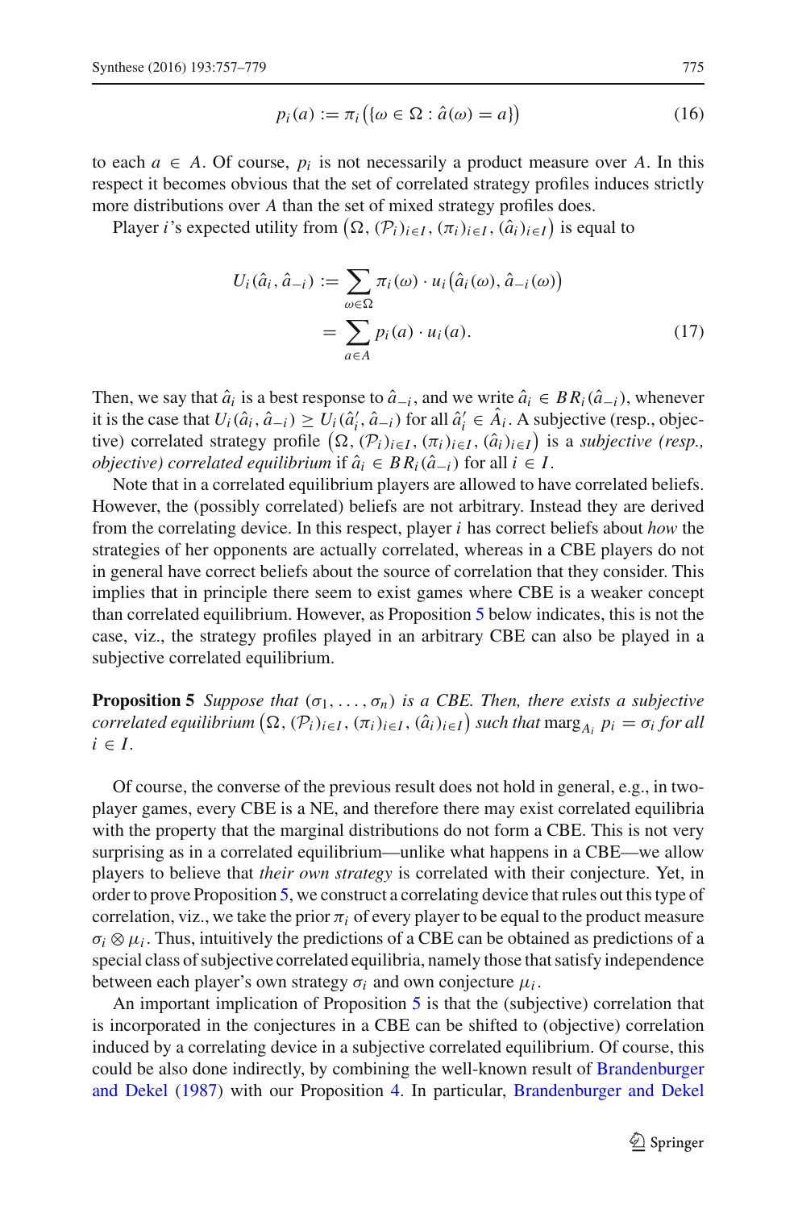$$p_i(a) := \pi_i\big(\{\omega \in \Omega : \hat{a}(\omega) = a\}\big) \tag{16}$$

to each $a \in A$. Of course, $p_i$ is not necessarily a product measure over $A$. In this respect it becomes obvious that the set of correlated strategy profiles induces strictly more distributions over $A$ than the set of mixed strategy profiles does.

Player $i$'s expected utility from $\big(\Omega, (\mathcal{P}_i)_{i\in I}, (\pi_i)_{i\in I}, (\hat{a}_i)_{i\in I}\big)$ is equal to

$$\begin{aligned} U_i(\hat{a}_i, \hat{a}_{-i}) &:= \sum_{\omega\in\Omega} \pi_i(\omega) \cdot u_i\big(\hat{a}_i(\omega), \hat{a}_{-i}(\omega)\big) \\ &= \sum_{a\in A} p_i(a) \cdot u_i(a). \end{aligned} \tag{17}$$

Then, we say that $\hat{a}_i$ is a best response to $\hat{a}_{-i}$, and we write $\hat{a}_i \in BR_i(\hat{a}_{-i})$, whenever it is the case that $U_i(\hat{a}_i, \hat{a}_{-i}) \geq U_i(\hat{a}_i', \hat{a}_{-i})$ for all $\hat{a}_i' \in \hat{A}_i$. A subjective (resp., objective) correlated strategy profile $\big(\Omega, (\mathcal{P}_i)_{i\in I}, (\pi_i)_{i\in I}, (\hat{a}_i)_{i\in I}\big)$ is a *subjective (resp., objective) correlated equilibrium* if $\hat{a}_i \in BR_i(\hat{a}_{-i})$ for all $i \in I$.

Note that in a correlated equilibrium players are allowed to have correlated beliefs. However, the (possibly correlated) beliefs are not arbitrary. Instead they are derived from the correlating device. In this respect, player $i$ has correct beliefs about *how* the strategies of her opponents are actually correlated, whereas in a CBE players do not in general have correct beliefs about the source of correlation that they consider. This implies that in principle there seem to exist games where CBE is a weaker concept than correlated equilibrium. However, as Proposition 5 below indicates, this is not the case, viz., the strategy profiles played in an arbitrary CBE can also be played in a subjective correlated equilibrium.

**Proposition 5** *Suppose that* $(\sigma_1, \ldots, \sigma_n)$ *is a CBE. Then, there exists a subjective correlated equilibrium* $\big(\Omega, (\mathcal{P}_i)_{i\in I}, (\pi_i)_{i\in I}, (\hat{a}_i)_{i\in I}\big)$ *such that* $\text{marg}_{A_i}\, p_i = \sigma_i$ *for all* $i \in I$.

Of course, the converse of the previous result does not hold in general, e.g., in two-player games, every CBE is a NE, and therefore there may exist correlated equilibria with the property that the marginal distributions do not form a CBE. This is not very surprising as in a correlated equilibrium—unlike what happens in a CBE—we allow players to believe that *their own strategy* is correlated with their conjecture. Yet, in order to prove Proposition 5, we construct a correlating device that rules out this type of correlation, viz., we take the prior $\pi_i$ of every player to be equal to the product measure $\sigma_i \otimes \mu_i$. Thus, intuitively the predictions of a CBE can be obtained as predictions of a special class of subjective correlated equilibria, namely those that satisfy independence between each player's own strategy $\sigma_i$ and own conjecture $\mu_i$.

An important implication of Proposition 5 is that the (subjective) correlation that is incorporated in the conjectures in a CBE can be shifted to (objective) correlation induced by a correlating device in a subjective correlated equilibrium. Of course, this could be also done indirectly, by combining the well-known result of Brandenburger and Dekel (1987) with our Proposition 4. In particular, Brandenburger and Dekel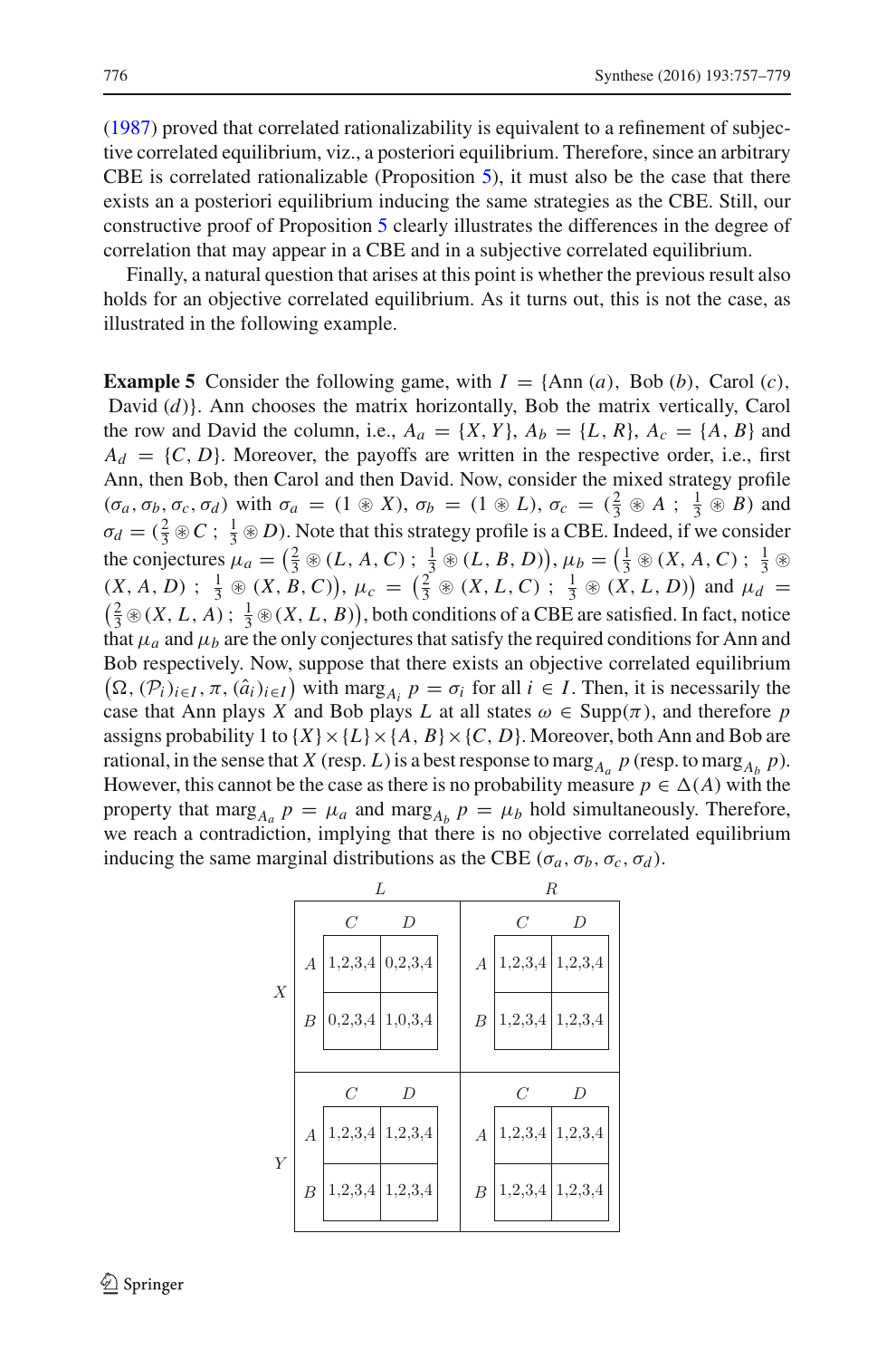(1987) proved that correlated rationalizability is equivalent to a refinement of subjective correlated equilibrium, viz., a posteriori equilibrium. Therefore, since an arbitrary CBE is correlated rationalizable (Proposition 5), it must also be the case that there exists an a posteriori equilibrium inducing the same strategies as the CBE. Still, our constructive proof of Proposition 5 clearly illustrates the differences in the degree of correlation that may appear in a CBE and in a subjective correlated equilibrium.

Finally, a natural question that arises at this point is whether the previous result also holds for an objective correlated equilibrium. As it turns out, this is not the case, as illustrated in the following example.

**Example 5** Consider the following game, with $I = \{\text{Ann } (a), \text{ Bob } (b), \text{ Carol } (c), \text{ David } (d)\}$. Ann chooses the matrix horizontally, Bob the matrix vertically, Carol the row and David the column, i.e., $A_a = \{X, Y\}$, $A_b = \{L, R\}$, $A_c = \{A, B\}$ and $A_d = \{C, D\}$. Moreover, the payoffs are written in the respective order, i.e., first Ann, then Bob, then Carol and then David. Now, consider the mixed strategy profile $(\sigma_a, \sigma_b, \sigma_c, \sigma_d)$ with $\sigma_a = (1 \circledast X)$, $\sigma_b = (1 \circledast L)$, $\sigma_c = (\frac{2}{3} \circledast A \; ; \; \frac{1}{3} \circledast B)$ and $\sigma_d = (\frac{2}{3} \circledast C \; ; \; \frac{1}{3} \circledast D)$. Note that this strategy profile is a CBE. Indeed, if we consider the conjectures $\mu_a = \big(\frac{2}{3} \circledast (L, A, C) \; ; \; \frac{1}{3} \circledast (L, B, D)\big)$, $\mu_b = \big(\frac{1}{3} \circledast (X, A, C) \; ; \; \frac{1}{3} \circledast (X, A, D) \; ; \; \frac{1}{3} \circledast (X, B, C)\big)$, $\mu_c = \big(\frac{2}{3} \circledast (X, L, C) \; ; \; \frac{1}{3} \circledast (X, L, D)\big)$ and $\mu_d = \big(\frac{2}{3} \circledast (X, L, A) \; ; \; \frac{1}{3} \circledast (X, L, B)\big)$, both conditions of a CBE are satisfied. In fact, notice that $\mu_a$ and $\mu_b$ are the only conjectures that satisfy the required conditions for Ann and Bob respectively. Now, suppose that there exists an objective correlated equilibrium $\big(\Omega, (\mathcal{P}_i)_{i \in I}, \pi, (\hat{a}_i)_{i \in I}\big)$ with $\text{marg}_{A_i} p = \sigma_i$ for all $i \in I$. Then, it is necessarily the case that Ann plays $X$ and Bob plays $L$ at all states $\omega \in \text{Supp}(\pi)$, and therefore $p$ assigns probability 1 to $\{X\} \times \{L\} \times \{A, B\} \times \{C, D\}$. Moreover, both Ann and Bob are rational, in the sense that $X$ (resp. $L$) is a best response to $\text{marg}_{A_a} p$ (resp. to $\text{marg}_{A_b} p$). However, this cannot be the case as there is no probability measure $p \in \Delta(A)$ with the property that $\text{marg}_{A_a} p = \mu_a$ and $\text{marg}_{A_b} p = \mu_b$ hold simultaneously. Therefore, we reach a contradiction, implying that there is no objective correlated equilibrium inducing the same marginal distributions as the CBE $(\sigma_a, \sigma_b, \sigma_c, \sigma_d)$.

| | | $L$: $C$ | $L$: $D$ | $R$: $C$ | $R$: $D$ |
|---|---|---|---|---|---|
| $X$ | $A$ | 1,2,3,4 | 0,2,3,4 | 1,2,3,4 | 1,2,3,4 |
| $X$ | $B$ | 0,2,3,4 | 1,0,3,4 | 1,2,3,4 | 1,2,3,4 |
| $Y$ | $A$ | 1,2,3,4 | 1,2,3,4 | 1,2,3,4 | 1,2,3,4 |
| $Y$ | $B$ | 1,2,3,4 | 1,2,3,4 | 1,2,3,4 | 1,2,3,4 |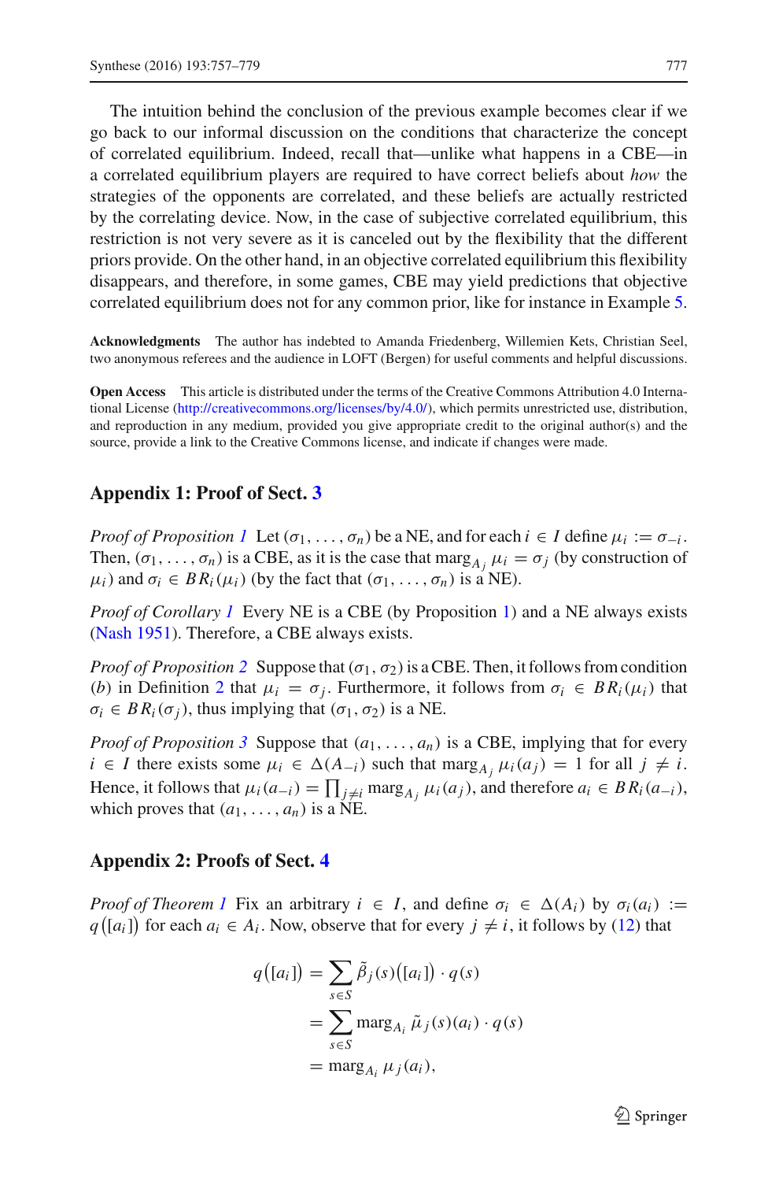The intuition behind the conclusion of the previous example becomes clear if we go back to our informal discussion on the conditions that characterize the concept of correlated equilibrium. Indeed, recall that—unlike what happens in a CBE—in a correlated equilibrium players are required to have correct beliefs about *how* the strategies of the opponents are correlated, and these beliefs are actually restricted by the correlating device. Now, in the case of subjective correlated equilibrium, this restriction is not very severe as it is canceled out by the flexibility that the different priors provide. On the other hand, in an objective correlated equilibrium this flexibility disappears, and therefore, in some games, CBE may yield predictions that objective correlated equilibrium does not for any common prior, like for instance in Example 5.

**Acknowledgments** The author has indebted to Amanda Friedenberg, Willemien Kets, Christian Seel, two anonymous referees and the audience in LOFT (Bergen) for useful comments and helpful discussions.

**Open Access** This article is distributed under the terms of the Creative Commons Attribution 4.0 International License (http://creativecommons.org/licenses/by/4.0/), which permits unrestricted use, distribution, and reproduction in any medium, provided you give appropriate credit to the original author(s) and the source, provide a link to the Creative Commons license, and indicate if changes were made.

## Appendix 1: Proof of Sect. 3

*Proof of Proposition 1* Let $(\sigma_1, \ldots, \sigma_n)$ be a NE, and for each $i \in I$ define $\mu_i := \sigma_{-i}$. Then, $(\sigma_1, \ldots, \sigma_n)$ is a CBE, as it is the case that $\text{marg}_{A_j} \mu_i = \sigma_j$ (by construction of $\mu_i$) and $\sigma_i \in BR_i(\mu_i)$ (by the fact that $(\sigma_1, \ldots, \sigma_n)$ is a NE).

*Proof of Corollary 1* Every NE is a CBE (by Proposition 1) and a NE always exists (Nash 1951). Therefore, a CBE always exists.

*Proof of Proposition 2* Suppose that $(\sigma_1, \sigma_2)$ is a CBE. Then, it follows from condition $(b)$ in Definition 2 that $\mu_i = \sigma_j$. Furthermore, it follows from $\sigma_i \in BR_i(\mu_i)$ that $\sigma_i \in BR_i(\sigma_j)$, thus implying that $(\sigma_1, \sigma_2)$ is a NE.

*Proof of Proposition 3* Suppose that $(a_1, \ldots, a_n)$ is a CBE, implying that for every $i \in I$ there exists some $\mu_i \in \Delta(A_{-i})$ such that $\text{marg}_{A_j} \mu_i(a_j) = 1$ for all $j \neq i$. Hence, it follows that $\mu_i(a_{-i}) = \prod_{j \neq i} \text{marg}_{A_j} \mu_i(a_j)$, and therefore $a_i \in BR_i(a_{-i})$, which proves that $(a_1, \ldots, a_n)$ is a NE.

## Appendix 2: Proofs of Sect. 4

*Proof of Theorem 1* Fix an arbitrary $i \in I$, and define $\sigma_i \in \Delta(A_i)$ by $\sigma_i(a_i) := q\big([a_i]\big)$ for each $a_i \in A_i$. Now, observe that for every $j \neq i$, it follows by (12) that

$$
\begin{aligned}
q\big([a_i]\big) &= \sum_{s \in S} \tilde{\beta}_j(s)\big([a_i]\big) \cdot q(s) \\
&= \sum_{s \in S} \text{marg}_{A_i} \tilde{\mu}_j(s)(a_i) \cdot q(s) \\
&= \text{marg}_{A_i} \mu_j(a_i),
\end{aligned}
$$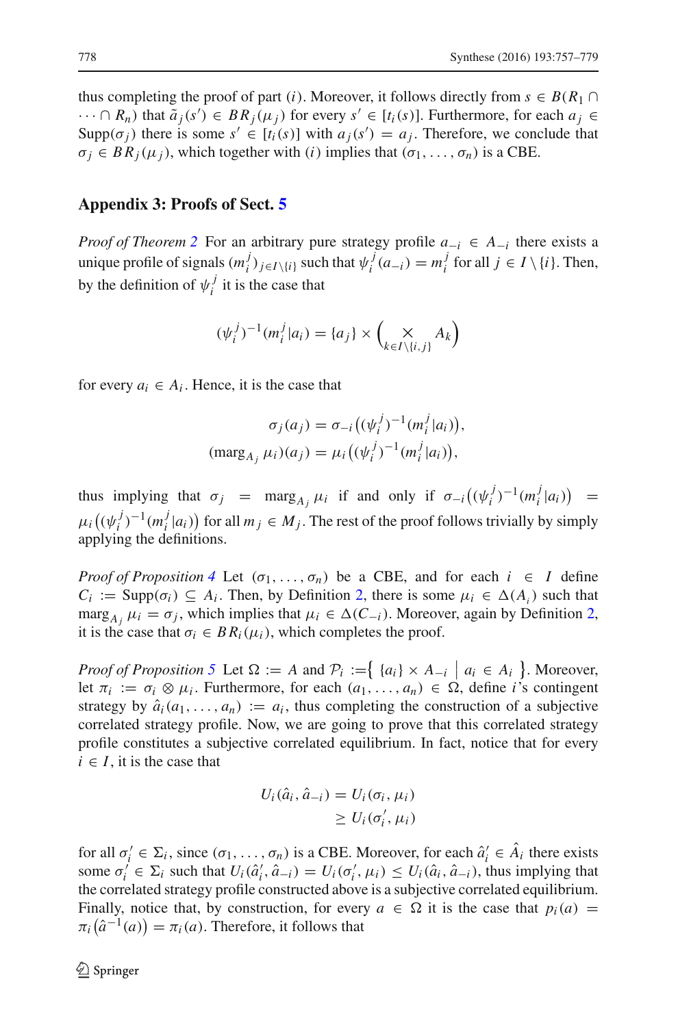thus completing the proof of part ($i$). Moreover, it follows directly from $s \in B(R_1 \cap \cdots \cap R_n)$ that $\tilde{a}_j(s') \in BR_j(\mu_j)$ for every $s' \in [t_i(s)]$. Furthermore, for each $a_j \in \text{Supp}(\sigma_j)$ there is some $s' \in [t_i(s)]$ with $a_j(s') = a_j$. Therefore, we conclude that $\sigma_j \in BR_j(\mu_j)$, which together with ($i$) implies that $(\sigma_1, \ldots, \sigma_n)$ is a CBE.

## Appendix 3: Proofs of Sect. 5

*Proof of Theorem 2* For an arbitrary pure strategy profile $a_{-i} \in A_{-i}$ there exists a unique profile of signals $(m_i^j)_{j \in I \setminus \{i\}}$ such that $\psi_i^j(a_{-i}) = m_i^j$ for all $j \in I \setminus \{i\}$. Then, by the definition of $\psi_i^j$ it is the case that

$$(\psi_i^j)^{-1}(m_i^j | a_i) = \{a_j\} \times \Big( \bigtimes_{k \in I \setminus \{i,j\}} A_k \Big)$$

for every $a_i \in A_i$. Hence, it is the case that

$$\sigma_j(a_j) = \sigma_{-i}\big((\psi_i^j)^{-1}(m_i^j | a_i)\big),$$
$$(\text{marg}_{A_j} \mu_i)(a_j) = \mu_i\big((\psi_i^j)^{-1}(m_i^j | a_i)\big),$$

thus implying that $\sigma_j = \text{marg}_{A_j} \mu_i$ if and only if $\sigma_{-i}\big((\psi_i^j)^{-1}(m_i^j | a_i)\big) = \mu_i\big((\psi_i^j)^{-1}(m_i^j | a_i)\big)$ for all $m_j \in M_j$. The rest of the proof follows trivially by simply applying the definitions.

*Proof of Proposition 4* Let $(\sigma_1, \ldots, \sigma_n)$ be a CBE, and for each $i \in I$ define $C_i := \text{Supp}(\sigma_i) \subseteq A_i$. Then, by Definition 2, there is some $\mu_i \in \Delta(A_i)$ such that $\text{marg}_{A_j} \mu_i = \sigma_j$, which implies that $\mu_i \in \Delta(C_{-i})$. Moreover, again by Definition 2, it is the case that $\sigma_i \in BR_i(\mu_i)$, which completes the proof.

*Proof of Proposition 5* Let $\Omega := A$ and $\mathcal{P}_i := \big\{ \{a_i\} \times A_{-i} \;\big|\; a_i \in A_i \big\}$. Moreover, let $\pi_i := \sigma_i \otimes \mu_i$. Furthermore, for each $(a_1, \ldots, a_n) \in \Omega$, define $i$'s contingent strategy by $\hat{a}_i(a_1, \ldots, a_n) := a_i$, thus completing the construction of a subjective correlated strategy profile. Now, we are going to prove that this correlated strategy profile constitutes a subjective correlated equilibrium. In fact, notice that for every $i \in I$, it is the case that

$$\begin{aligned} U_i(\hat{a}_i, \hat{a}_{-i}) &= U_i(\sigma_i, \mu_i) \\ &\geq U_i(\sigma_i', \mu_i) \end{aligned}$$

for all $\sigma_i' \in \Sigma_i$, since $(\sigma_1, \ldots, \sigma_n)$ is a CBE. Moreover, for each $\hat{a}_i' \in \hat{A}_i$ there exists some $\sigma_i' \in \Sigma_i$ such that $U_i(\hat{a}_i', \hat{a}_{-i}) = U_i(\sigma_i', \mu_i) \leq U_i(\hat{a}_i, \hat{a}_{-i})$, thus implying that the correlated strategy profile constructed above is a subjective correlated equilibrium. Finally, notice that, by construction, for every $a \in \Omega$ it is the case that $p_i(a) = \pi_i\big(\hat{a}^{-1}(a)\big) = \pi_i(a)$. Therefore, it follows that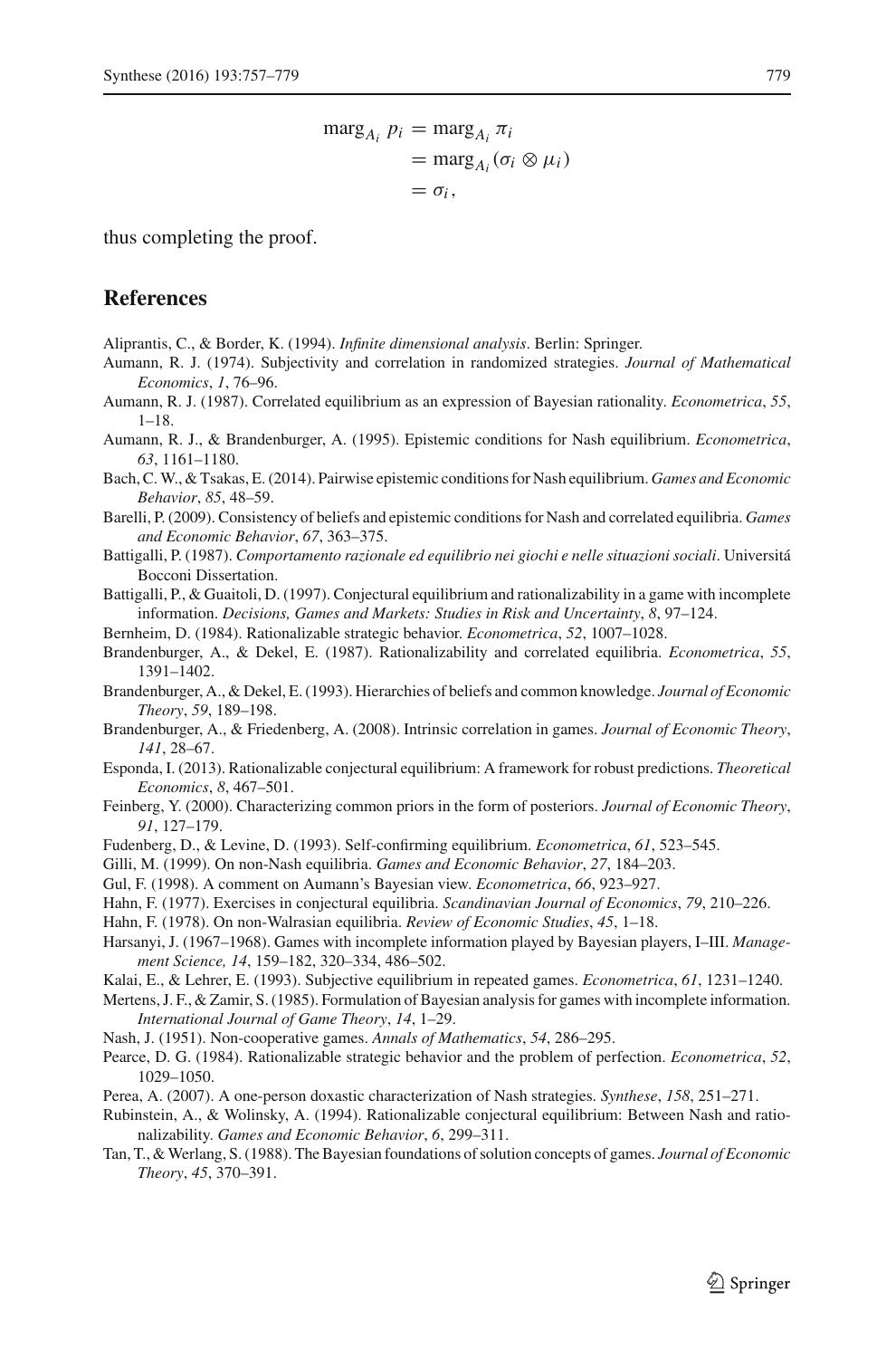$$
\begin{aligned}
\operatorname{marg}_{A_i} p_i &= \operatorname{marg}_{A_i} \pi_i \\
&= \operatorname{marg}_{A_i} (\sigma_i \otimes \mu_i) \\
&= \sigma_i,
\end{aligned}
$$

thus completing the proof.

## References

Aliprantis, C., & Border, K. (1994). *Infinite dimensional analysis*. Berlin: Springer.

Aumann, R. J. (1974). Subjectivity and correlation in randomized strategies. *Journal of Mathematical Economics*, *1*, 76–96.

Aumann, R. J. (1987). Correlated equilibrium as an expression of Bayesian rationality. *Econometrica*, *55*, 1–18.

Aumann, R. J., & Brandenburger, A. (1995). Epistemic conditions for Nash equilibrium. *Econometrica*, *63*, 1161–1180.

Bach, C. W., & Tsakas, E. (2014). Pairwise epistemic conditions for Nash equilibrium. *Games and Economic Behavior*, *85*, 48–59.

Barelli, P. (2009). Consistency of beliefs and epistemic conditions for Nash and correlated equilibria. *Games and Economic Behavior*, *67*, 363–375.

Battigalli, P. (1987). *Comportamento razionale ed equilibrio nei giochi e nelle situazioni sociali*. Universitá Bocconi Dissertation.

Battigalli, P., & Guaitoli, D. (1997). Conjectural equilibrium and rationalizability in a game with incomplete information. *Decisions, Games and Markets: Studies in Risk and Uncertainty*, *8*, 97–124.

Bernheim, D. (1984). Rationalizable strategic behavior. *Econometrica*, *52*, 1007–1028.

Brandenburger, A., & Dekel, E. (1987). Rationalizability and correlated equilibria. *Econometrica*, *55*, 1391–1402.

Brandenburger, A., & Dekel, E. (1993). Hierarchies of beliefs and common knowledge. *Journal of Economic Theory*, *59*, 189–198.

Brandenburger, A., & Friedenberg, A. (2008). Intrinsic correlation in games. *Journal of Economic Theory*, *141*, 28–67.

Esponda, I. (2013). Rationalizable conjectural equilibrium: A framework for robust predictions. *Theoretical Economics*, *8*, 467–501.

Feinberg, Y. (2000). Characterizing common priors in the form of posteriors. *Journal of Economic Theory*, *91*, 127–179.

Fudenberg, D., & Levine, D. (1993). Self-confirming equilibrium. *Econometrica*, *61*, 523–545.

Gilli, M. (1999). On non-Nash equilibria. *Games and Economic Behavior*, *27*, 184–203.

Gul, F. (1998). A comment on Aumann's Bayesian view. *Econometrica*, *66*, 923–927.

Hahn, F. (1977). Exercises in conjectural equilibria. *Scandinavian Journal of Economics*, *79*, 210–226.

Hahn, F. (1978). On non-Walrasian equilibria. *Review of Economic Studies*, *45*, 1–18.

Harsanyi, J. (1967–1968). Games with incomplete information played by Bayesian players, I–III. *Management Science, 14*, 159–182, 320–334, 486–502.

Kalai, E., & Lehrer, E. (1993). Subjective equilibrium in repeated games. *Econometrica*, *61*, 1231–1240.

Mertens, J. F., & Zamir, S. (1985). Formulation of Bayesian analysis for games with incomplete information. *International Journal of Game Theory*, *14*, 1–29.

Nash, J. (1951). Non-cooperative games. *Annals of Mathematics*, *54*, 286–295.

Pearce, D. G. (1984). Rationalizable strategic behavior and the problem of perfection. *Econometrica*, *52*, 1029–1050.

Perea, A. (2007). A one-person doxastic characterization of Nash strategies. *Synthese*, *158*, 251–271.

Rubinstein, A., & Wolinsky, A. (1994). Rationalizable conjectural equilibrium: Between Nash and rationalizability. *Games and Economic Behavior*, *6*, 299–311.

Tan, T., & Werlang, S. (1988). The Bayesian foundations of solution concepts of games. *Journal of Economic Theory*, *45*, 370–391.